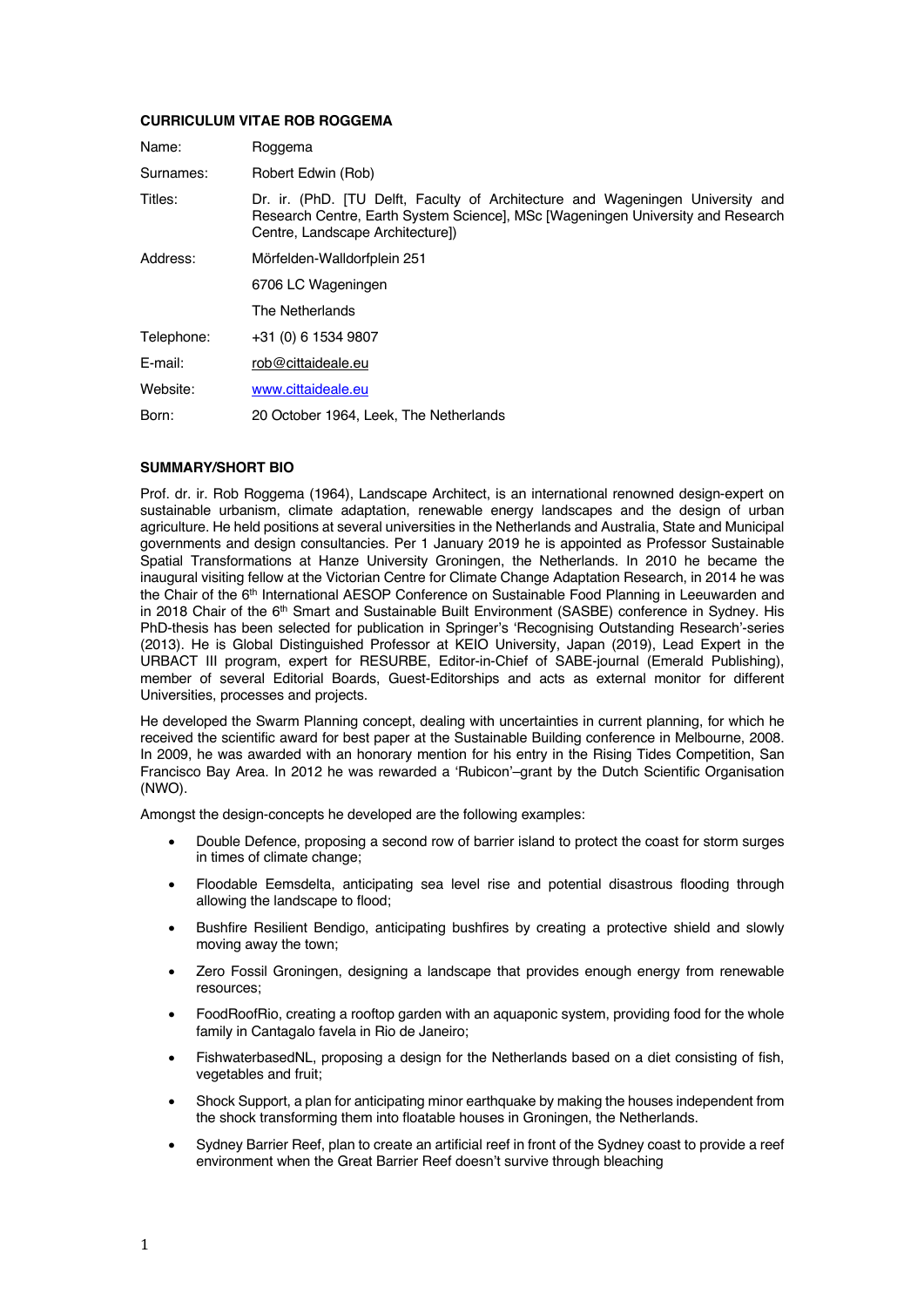**CURRICULUM VITAE ROB ROGGEMA**

| | |
|---|---|
| Name: | Roggema |
| Surnames: | Robert Edwin (Rob) |
| Titles: | Dr. ir. (PhD. [TU Delft, Faculty of Architecture and Wageningen University and Research Centre, Earth System Science], MSc [Wageningen University and Research Centre, Landscape Architecture]) |
| Address: | Mörfelden-Walldorfplein 251 |
| | 6706 LC Wageningen |
| | The Netherlands |
| Telephone: | +31 (0) 6 1534 9807 |
| E-mail: | rob@cittaideale.eu |
| Website: | www.cittaideale.eu |
| Born: | 20 October 1964, Leek, The Netherlands |

**SUMMARY/SHORT BIO**

Prof. dr. ir. Rob Roggema (1964), Landscape Architect, is an international renowned design-expert on sustainable urbanism, climate adaptation, renewable energy landscapes and the design of urban agriculture. He held positions at several universities in the Netherlands and Australia, State and Municipal governments and design consultancies. Per 1 January 2019 he is appointed as Professor Sustainable Spatial Transformations at Hanze University Groningen, the Netherlands. In 2010 he became the inaugural visiting fellow at the Victorian Centre for Climate Change Adaptation Research, in 2014 he was the Chair of the 6th International AESOP Conference on Sustainable Food Planning in Leeuwarden and in 2018 Chair of the 6th Smart and Sustainable Built Environment (SASBE) conference in Sydney. His PhD-thesis has been selected for publication in Springer's 'Recognising Outstanding Research'-series (2013). He is Global Distinguished Professor at KEIO University, Japan (2019), Lead Expert in the URBACT III program, expert for RESURBE, Editor-in-Chief of SABE-journal (Emerald Publishing), member of several Editorial Boards, Guest-Editorships and acts as external monitor for different Universities, processes and projects.

He developed the Swarm Planning concept, dealing with uncertainties in current planning, for which he received the scientific award for best paper at the Sustainable Building conference in Melbourne, 2008. In 2009, he was awarded with an honorary mention for his entry in the Rising Tides Competition, San Francisco Bay Area. In 2012 he was rewarded a 'Rubicon'–grant by the Dutch Scientific Organisation (NWO).

Amongst the design-concepts he developed are the following examples:

- Double Defence, proposing a second row of barrier island to protect the coast for storm surges in times of climate change;
- Floodable Eemsdelta, anticipating sea level rise and potential disastrous flooding through allowing the landscape to flood;
- Bushfire Resilient Bendigo, anticipating bushfires by creating a protective shield and slowly moving away the town;
- Zero Fossil Groningen, designing a landscape that provides enough energy from renewable resources;
- FoodRoofRio, creating a rooftop garden with an aquaponic system, providing food for the whole family in Cantagalo favela in Rio de Janeiro;
- FishwaterbasedNL, proposing a design for the Netherlands based on a diet consisting of fish, vegetables and fruit;
- Shock Support, a plan for anticipating minor earthquake by making the houses independent from the shock transforming them into floatable houses in Groningen, the Netherlands.
- Sydney Barrier Reef, plan to create an artificial reef in front of the Sydney coast to provide a reef environment when the Great Barrier Reef doesn't survive through bleaching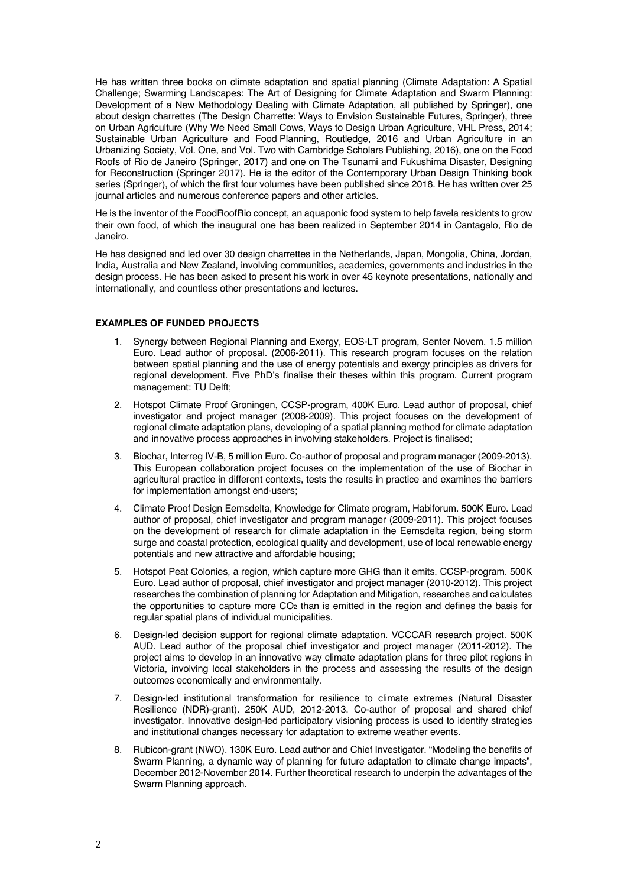He has written three books on climate adaptation and spatial planning (Climate Adaptation: A Spatial Challenge; Swarming Landscapes: The Art of Designing for Climate Adaptation and Swarm Planning: Development of a New Methodology Dealing with Climate Adaptation, all published by Springer), one about design charrettes (The Design Charrette: Ways to Envision Sustainable Futures, Springer), three on Urban Agriculture (Why We Need Small Cows, Ways to Design Urban Agriculture, VHL Press, 2014; Sustainable Urban Agriculture and Food Planning, Routledge, 2016 and Urban Agriculture in an Urbanizing Society, Vol. One, and Vol. Two with Cambridge Scholars Publishing, 2016), one on the Food Roofs of Rio de Janeiro (Springer, 2017) and one on The Tsunami and Fukushima Disaster, Designing for Reconstruction (Springer 2017). He is the editor of the Contemporary Urban Design Thinking book series (Springer), of which the first four volumes have been published since 2018. He has written over 25 journal articles and numerous conference papers and other articles.

He is the inventor of the FoodRoofRio concept, an aquaponic food system to help favela residents to grow their own food, of which the inaugural one has been realized in September 2014 in Cantagalo, Rio de Janeiro.

He has designed and led over 30 design charrettes in the Netherlands, Japan, Mongolia, China, Jordan, India, Australia and New Zealand, involving communities, academics, governments and industries in the design process. He has been asked to present his work in over 45 keynote presentations, nationally and internationally, and countless other presentations and lectures.

**EXAMPLES OF FUNDED PROJECTS**

1. Synergy between Regional Planning and Exergy, EOS-LT program, Senter Novem. 1.5 million Euro. Lead author of proposal. (2006-2011). This research program focuses on the relation between spatial planning and the use of energy potentials and exergy principles as drivers for regional development. Five PhD's finalise their theses within this program. Current program management: TU Delft;

2. Hotspot Climate Proof Groningen, CCSP-program, 400K Euro. Lead author of proposal, chief investigator and project manager (2008-2009). This project focuses on the development of regional climate adaptation plans, developing of a spatial planning method for climate adaptation and innovative process approaches in involving stakeholders. Project is finalised;

3. Biochar, Interreg IV-B, 5 million Euro. Co-author of proposal and program manager (2009-2013). This European collaboration project focuses on the implementation of the use of Biochar in agricultural practice in different contexts, tests the results in practice and examines the barriers for implementation amongst end-users;

4. Climate Proof Design Eemsdelta, Knowledge for Climate program, Habiforum. 500K Euro. Lead author of proposal, chief investigator and program manager (2009-2011). This project focuses on the development of research for climate adaptation in the Eemsdelta region, being storm surge and coastal protection, ecological quality and development, use of local renewable energy potentials and new attractive and affordable housing;

5. Hotspot Peat Colonies, a region, which capture more GHG than it emits. CCSP-program. 500K Euro. Lead author of proposal, chief investigator and project manager (2010-2012). This project researches the combination of planning for Adaptation and Mitigation, researches and calculates the opportunities to capture more $CO_2$ than is emitted in the region and defines the basis for regular spatial plans of individual municipalities.

6. Design-led decision support for regional climate adaptation. VCCCAR research project. 500K AUD. Lead author of the proposal chief investigator and project manager (2011-2012). The project aims to develop in an innovative way climate adaptation plans for three pilot regions in Victoria, involving local stakeholders in the process and assessing the results of the design outcomes economically and environmentally.

7. Design-led institutional transformation for resilience to climate extremes (Natural Disaster Resilience (NDR)-grant). 250K AUD, 2012-2013. Co-author of proposal and shared chief investigator. Innovative design-led participatory visioning process is used to identify strategies and institutional changes necessary for adaptation to extreme weather events.

8. Rubicon-grant (NWO). 130K Euro. Lead author and Chief Investigator. "Modeling the benefits of Swarm Planning, a dynamic way of planning for future adaptation to climate change impacts", December 2012-November 2014. Further theoretical research to underpin the advantages of the Swarm Planning approach.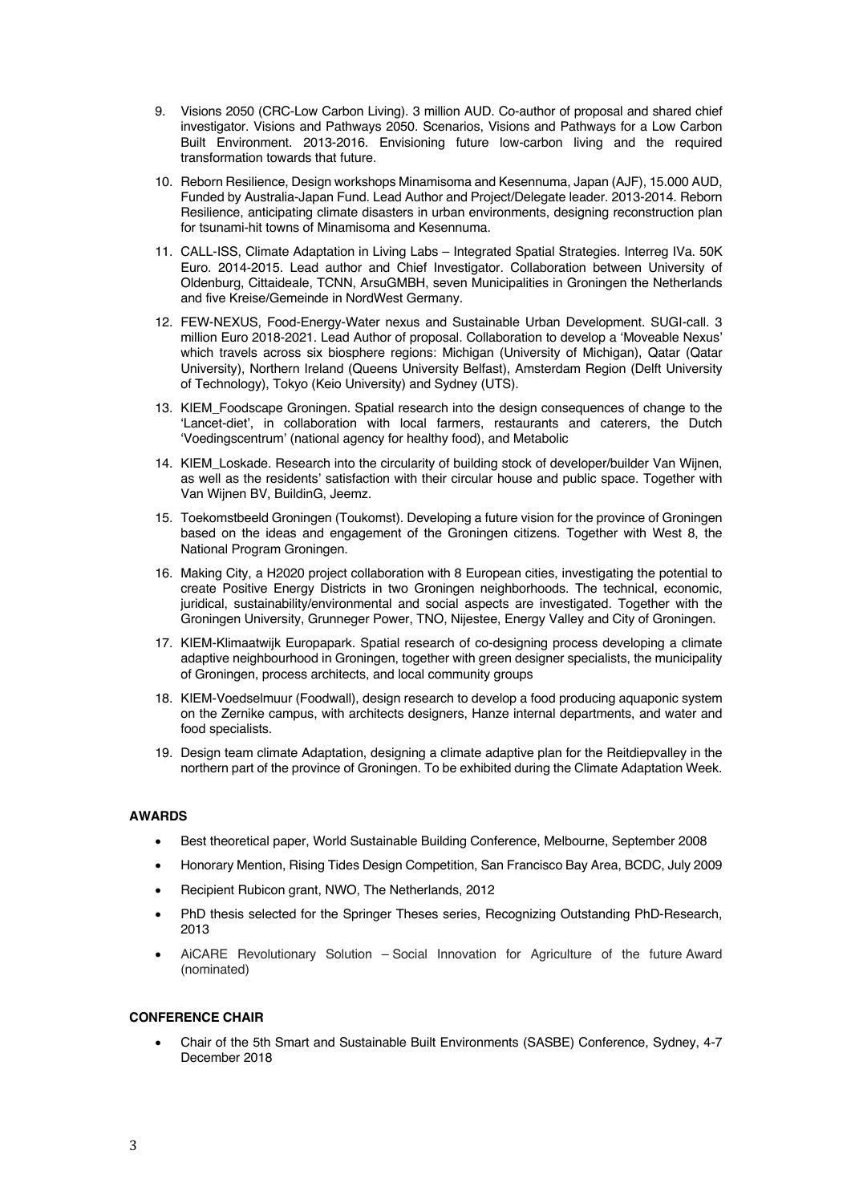9. Visions 2050 (CRC-Low Carbon Living). 3 million AUD. Co-author of proposal and shared chief investigator. Visions and Pathways 2050. Scenarios, Visions and Pathways for a Low Carbon Built Environment. 2013-2016. Envisioning future low-carbon living and the required transformation towards that future.

10. Reborn Resilience, Design workshops Minamisoma and Kesennuma, Japan (AJF), 15.000 AUD, Funded by Australia-Japan Fund. Lead Author and Project/Delegate leader. 2013-2014. Reborn Resilience, anticipating climate disasters in urban environments, designing reconstruction plan for tsunami-hit towns of Minamisoma and Kesennuma.

11. CALL-ISS, Climate Adaptation in Living Labs – Integrated Spatial Strategies. Interreg IVa. 50K Euro. 2014-2015. Lead author and Chief Investigator. Collaboration between University of Oldenburg, Cittaideale, TCNN, ArsuGMBH, seven Municipalities in Groningen the Netherlands and five Kreise/Gemeinde in NordWest Germany.

12. FEW-NEXUS, Food-Energy-Water nexus and Sustainable Urban Development. SUGI-call. 3 million Euro 2018-2021. Lead Author of proposal. Collaboration to develop a 'Moveable Nexus' which travels across six biosphere regions: Michigan (University of Michigan), Qatar (Qatar University), Northern Ireland (Queens University Belfast), Amsterdam Region (Delft University of Technology), Tokyo (Keio University) and Sydney (UTS).

13. KIEM_Foodscape Groningen. Spatial research into the design consequences of change to the 'Lancet-diet', in collaboration with local farmers, restaurants and caterers, the Dutch 'Voedingscentrum' (national agency for healthy food), and Metabolic

14. KIEM_Loskade. Research into the circularity of building stock of developer/builder Van Wijnen, as well as the residents' satisfaction with their circular house and public space. Together with Van Wijnen BV, BuildinG, Jeemz.

15. Toekomstbeeld Groningen (Toukomst). Developing a future vision for the province of Groningen based on the ideas and engagement of the Groningen citizens. Together with West 8, the National Program Groningen.

16. Making City, a H2020 project collaboration with 8 European cities, investigating the potential to create Positive Energy Districts in two Groningen neighborhoods. The technical, economic, juridical, sustainability/environmental and social aspects are investigated. Together with the Groningen University, Grunneger Power, TNO, Nijestee, Energy Valley and City of Groningen.

17. KIEM-Klimaatwijk Europapark. Spatial research of co-designing process developing a climate adaptive neighbourhood in Groningen, together with green designer specialists, the municipality of Groningen, process architects, and local community groups

18. KIEM-Voedselmuur (Foodwall), design research to develop a food producing aquaponic system on the Zernike campus, with architects designers, Hanze internal departments, and water and food specialists.

19. Design team climate Adaptation, designing a climate adaptive plan for the Reitdiepvalley in the northern part of the province of Groningen. To be exhibited during the Climate Adaptation Week.

**AWARDS**

- Best theoretical paper, World Sustainable Building Conference, Melbourne, September 2008
- Honorary Mention, Rising Tides Design Competition, San Francisco Bay Area, BCDC, July 2009
- Recipient Rubicon grant, NWO, The Netherlands, 2012
- PhD thesis selected for the Springer Theses series, Recognizing Outstanding PhD-Research, 2013
- AiCARE Revolutionary Solution – Social Innovation for Agriculture of the future Award (nominated)

**CONFERENCE CHAIR**

- Chair of the 5th Smart and Sustainable Built Environments (SASBE) Conference, Sydney, 4-7 December 2018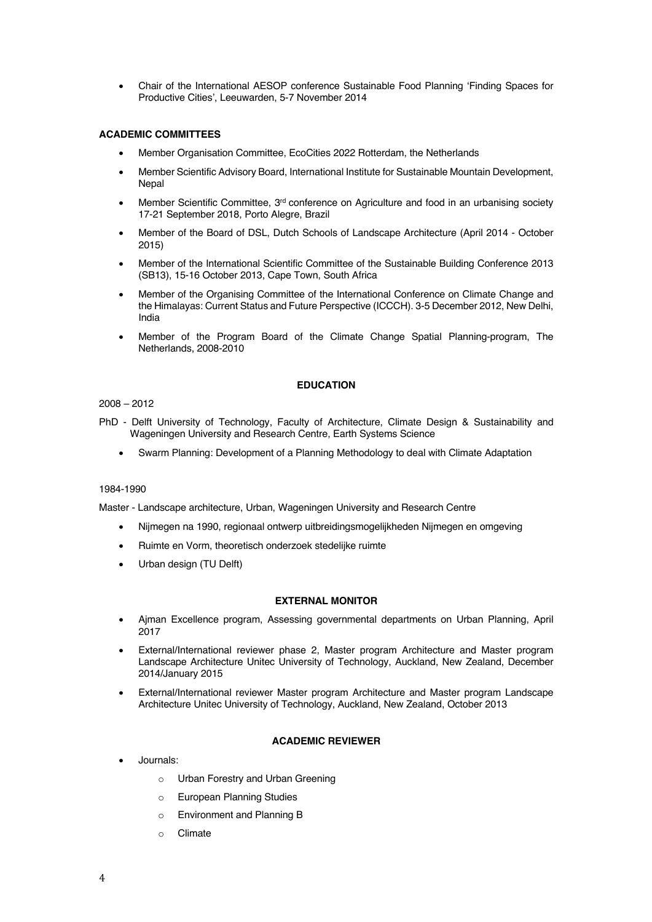- Chair of the International AESOP conference Sustainable Food Planning 'Finding Spaces for Productive Cities', Leeuwarden, 5-7 November 2014

**ACADEMIC COMMITTEES**

- Member Organisation Committee, EcoCities 2022 Rotterdam, the Netherlands
- Member Scientific Advisory Board, International Institute for Sustainable Mountain Development, Nepal
- Member Scientific Committee, 3rd conference on Agriculture and food in an urbanising society 17-21 September 2018, Porto Alegre, Brazil
- Member of the Board of DSL, Dutch Schools of Landscape Architecture (April 2014 - October 2015)
- Member of the International Scientific Committee of the Sustainable Building Conference 2013 (SB13), 15-16 October 2013, Cape Town, South Africa
- Member of the Organising Committee of the International Conference on Climate Change and the Himalayas: Current Status and Future Perspective (ICCCH). 3-5 December 2012, New Delhi, India
- Member of the Program Board of the Climate Change Spatial Planning-program, The Netherlands, 2008-2010

**EDUCATION**

2008 – 2012

PhD - Delft University of Technology, Faculty of Architecture, Climate Design & Sustainability and Wageningen University and Research Centre, Earth Systems Science

- Swarm Planning: Development of a Planning Methodology to deal with Climate Adaptation

1984-1990

Master - Landscape architecture, Urban, Wageningen University and Research Centre

- Nijmegen na 1990, regionaal ontwerp uitbreidingsmogelijkheden Nijmegen en omgeving
- Ruimte en Vorm, theoretisch onderzoek stedelijke ruimte
- Urban design (TU Delft)

**EXTERNAL MONITOR**

- Ajman Excellence program, Assessing governmental departments on Urban Planning, April 2017
- External/International reviewer phase 2, Master program Architecture and Master program Landscape Architecture Unitec University of Technology, Auckland, New Zealand, December 2014/January 2015
- External/International reviewer Master program Architecture and Master program Landscape Architecture Unitec University of Technology, Auckland, New Zealand, October 2013

**ACADEMIC REVIEWER**

- Journals:
  - Urban Forestry and Urban Greening
  - European Planning Studies
  - Environment and Planning B
  - Climate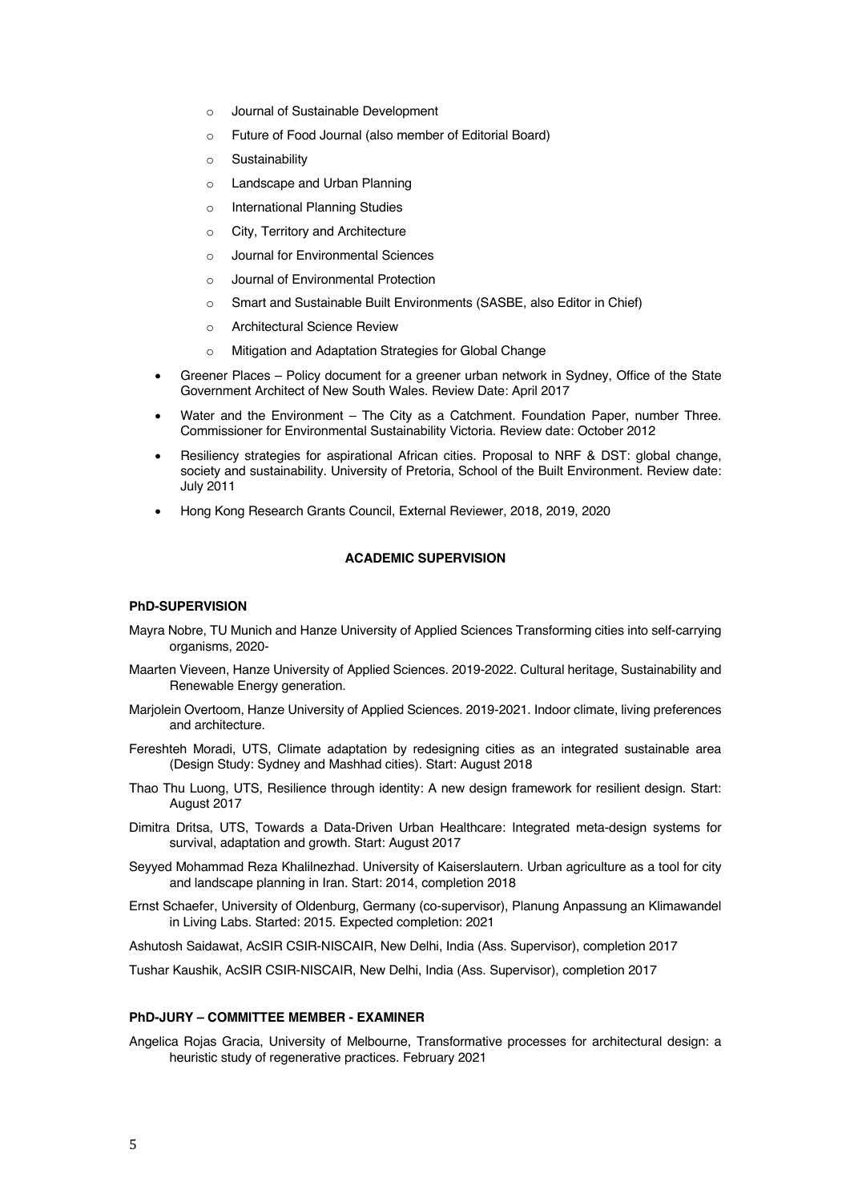- Journal of Sustainable Development
  - Future of Food Journal (also member of Editorial Board)
  - Sustainability
  - Landscape and Urban Planning
  - International Planning Studies
  - City, Territory and Architecture
  - Journal for Environmental Sciences
  - Journal of Environmental Protection
  - Smart and Sustainable Built Environments (SASBE, also Editor in Chief)
  - Architectural Science Review
  - Mitigation and Adaptation Strategies for Global Change
- Greener Places – Policy document for a greener urban network in Sydney, Office of the State Government Architect of New South Wales. Review Date: April 2017
- Water and the Environment – The City as a Catchment. Foundation Paper, number Three. Commissioner for Environmental Sustainability Victoria. Review date: October 2012
- Resiliency strategies for aspirational African cities. Proposal to NRF & DST: global change, society and sustainability. University of Pretoria, School of the Built Environment. Review date: July 2011
- Hong Kong Research Grants Council, External Reviewer, 2018, 2019, 2020

## ACADEMIC SUPERVISION

### PhD-SUPERVISION

Mayra Nobre, TU Munich and Hanze University of Applied Sciences Transforming cities into self-carrying organisms, 2020-

Maarten Vieveen, Hanze University of Applied Sciences. 2019-2022. Cultural heritage, Sustainability and Renewable Energy generation.

Marjolein Overtoom, Hanze University of Applied Sciences. 2019-2021. Indoor climate, living preferences and architecture.

Fereshteh Moradi, UTS, Climate adaptation by redesigning cities as an integrated sustainable area (Design Study: Sydney and Mashhad cities). Start: August 2018

Thao Thu Luong, UTS, Resilience through identity: A new design framework for resilient design. Start: August 2017

Dimitra Dritsa, UTS, Towards a Data-Driven Urban Healthcare: Integrated meta-design systems for survival, adaptation and growth. Start: August 2017

Seyyed Mohammad Reza Khalilnezhad. University of Kaiserslautern. Urban agriculture as a tool for city and landscape planning in Iran. Start: 2014, completion 2018

Ernst Schaefer, University of Oldenburg, Germany (co-supervisor), Planung Anpassung an Klimawandel in Living Labs. Started: 2015. Expected completion: 2021

Ashutosh Saidawat, AcSIR CSIR-NISCAIR, New Delhi, India (Ass. Supervisor), completion 2017

Tushar Kaushik, AcSIR CSIR-NISCAIR, New Delhi, India (Ass. Supervisor), completion 2017

### PhD-JURY – COMMITTEE MEMBER - EXAMINER

Angelica Rojas Gracia, University of Melbourne, Transformative processes for architectural design: a heuristic study of regenerative practices. February 2021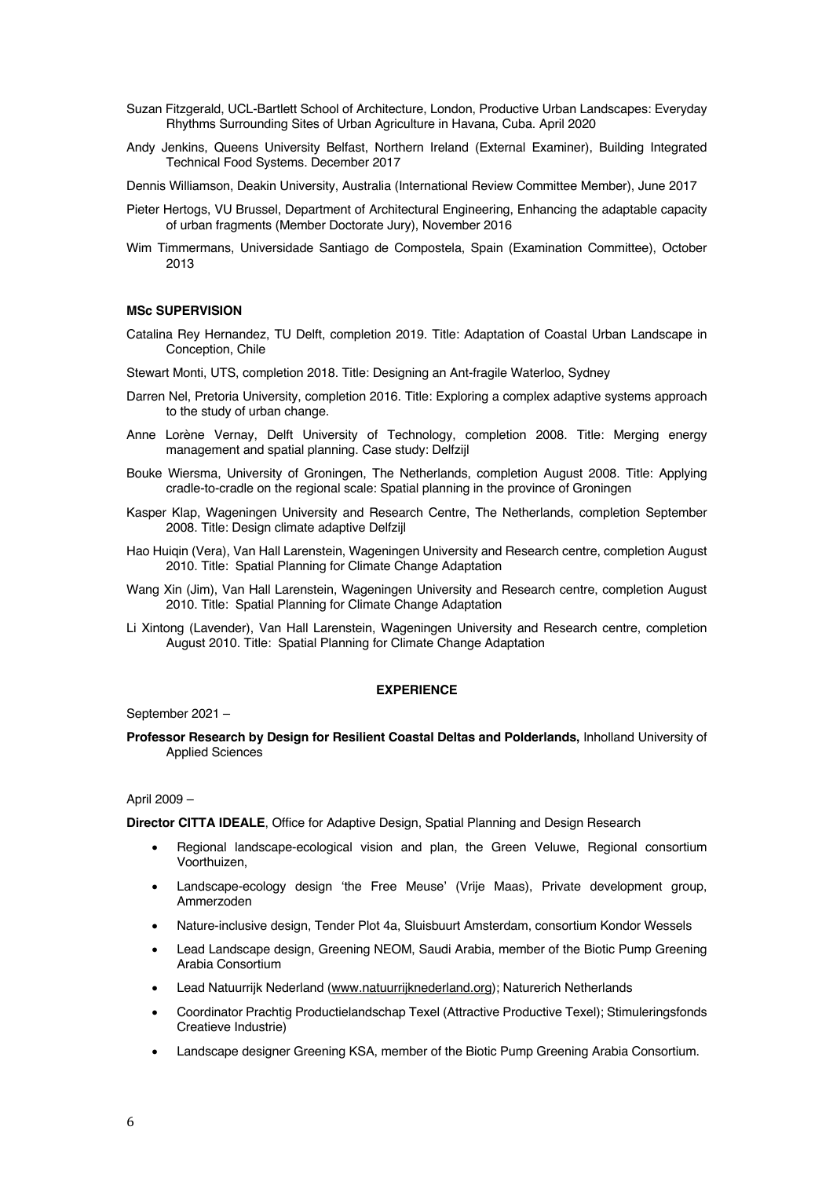Suzan Fitzgerald, UCL-Bartlett School of Architecture, London, Productive Urban Landscapes: Everyday Rhythms Surrounding Sites of Urban Agriculture in Havana, Cuba. April 2020

Andy Jenkins, Queens University Belfast, Northern Ireland (External Examiner), Building Integrated Technical Food Systems. December 2017

Dennis Williamson, Deakin University, Australia (International Review Committee Member), June 2017

Pieter Hertogs, VU Brussel, Department of Architectural Engineering, Enhancing the adaptable capacity of urban fragments (Member Doctorate Jury), November 2016

Wim Timmermans, Universidade Santiago de Compostela, Spain (Examination Committee), October 2013

**MSc SUPERVISION**

Catalina Rey Hernandez, TU Delft, completion 2019. Title: Adaptation of Coastal Urban Landscape in Conception, Chile

Stewart Monti, UTS, completion 2018. Title: Designing an Ant-fragile Waterloo, Sydney

Darren Nel, Pretoria University, completion 2016. Title: Exploring a complex adaptive systems approach to the study of urban change.

Anne Lorène Vernay, Delft University of Technology, completion 2008. Title: Merging energy management and spatial planning. Case study: Delfzijl

Bouke Wiersma, University of Groningen, The Netherlands, completion August 2008. Title: Applying cradle-to-cradle on the regional scale: Spatial planning in the province of Groningen

Kasper Klap, Wageningen University and Research Centre, The Netherlands, completion September 2008. Title: Design climate adaptive Delfzijl

Hao Huiqin (Vera), Van Hall Larenstein, Wageningen University and Research centre, completion August 2010. Title: Spatial Planning for Climate Change Adaptation

Wang Xin (Jim), Van Hall Larenstein, Wageningen University and Research centre, completion August 2010. Title: Spatial Planning for Climate Change Adaptation

Li Xintong (Lavender), Van Hall Larenstein, Wageningen University and Research centre, completion August 2010. Title: Spatial Planning for Climate Change Adaptation

## EXPERIENCE

September 2021 –

**Professor Research by Design for Resilient Coastal Deltas and Polderlands,** Inholland University of Applied Sciences

April 2009 –

**Director CITTA IDEALE**, Office for Adaptive Design, Spatial Planning and Design Research

- Regional landscape-ecological vision and plan, the Green Veluwe, Regional consortium Voorthuizen,
- Landscape-ecology design 'the Free Meuse' (Vrije Maas), Private development group, Ammerzoden
- Nature-inclusive design, Tender Plot 4a, Sluisbuurt Amsterdam, consortium Kondor Wessels
- Lead Landscape design, Greening NEOM, Saudi Arabia, member of the Biotic Pump Greening Arabia Consortium
- Lead Natuurrijk Nederland (www.natuurrijknederland.org); Naturerich Netherlands
- Coordinator Prachtig Productielandschap Texel (Attractive Productive Texel); Stimuleringsfonds Creatieve Industrie)
- Landscape designer Greening KSA, member of the Biotic Pump Greening Arabia Consortium.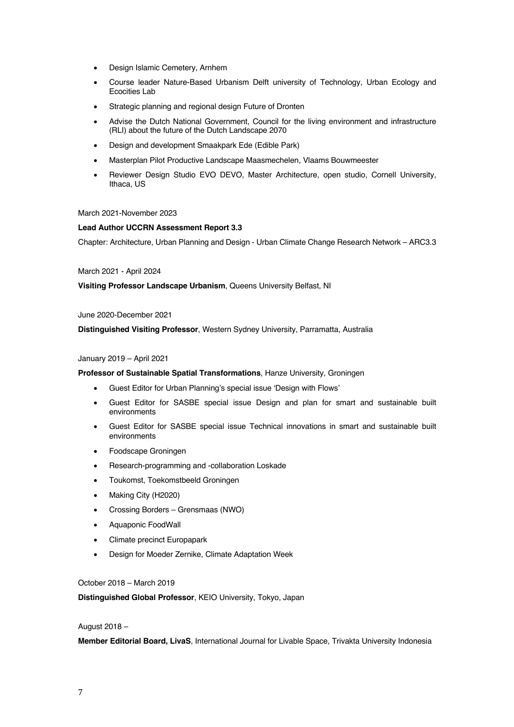- Design Islamic Cemetery, Arnhem
- Course leader Nature-Based Urbanism Delft university of Technology, Urban Ecology and Ecocities Lab
- Strategic planning and regional design Future of Dronten
- Advise the Dutch National Government, Council for the living environment and infrastructure (RLI) about the future of the Dutch Landscape 2070
- Design and development Smaakpark Ede (Edible Park)
- Masterplan Pilot Productive Landscape Maasmechelen, Vlaams Bouwmeester
- Reviewer Design Studio EVO DEVO, Master Architecture, open studio, Cornell University, Ithaca, US

March 2021-November 2023

**Lead Author UCCRN Assessment Report 3.3**

Chapter: Architecture, Urban Planning and Design - Urban Climate Change Research Network – ARC3.3

March 2021 - April 2024

**Visiting Professor Landscape Urbanism**, Queens University Belfast, NI

June 2020-December 2021

**Distinguished Visiting Professor**, Western Sydney University, Parramatta, Australia

January 2019 – April 2021

**Professor of Sustainable Spatial Transformations**, Hanze University, Groningen

- Guest Editor for Urban Planning's special issue 'Design with Flows'
- Guest Editor for SASBE special issue Design and plan for smart and sustainable built environments
- Guest Editor for SASBE special issue Technical innovations in smart and sustainable built environments
- Foodscape Groningen
- Research-programming and -collaboration Loskade
- Toukomst, Toekomstbeeld Groningen
- Making City (H2020)
- Crossing Borders – Grensmaas (NWO)
- Aquaponic FoodWall
- Climate precinct Europapark
- Design for Moeder Zernike, Climate Adaptation Week

October 2018 – March 2019

**Distinguished Global Professor**, KEIO University, Tokyo, Japan

August 2018 –

**Member Editorial Board, LivaS**, International Journal for Livable Space, Trivakta University Indonesia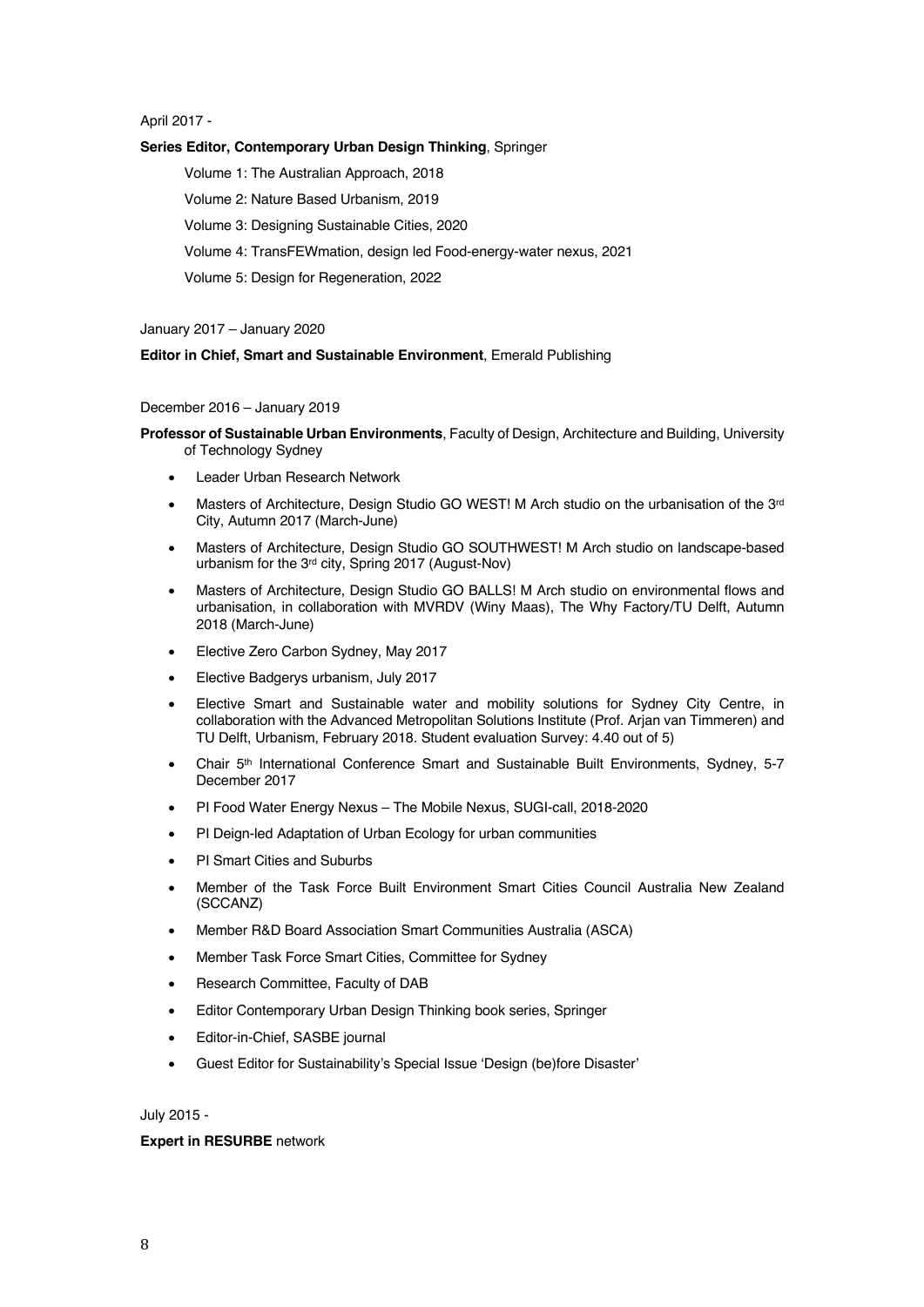April 2017 -

**Series Editor, Contemporary Urban Design Thinking**, Springer

Volume 1: The Australian Approach, 2018

Volume 2: Nature Based Urbanism, 2019

Volume 3: Designing Sustainable Cities, 2020

Volume 4: TransFEWmation, design led Food-energy-water nexus, 2021

Volume 5: Design for Regeneration, 2022

January 2017 – January 2020

**Editor in Chief, Smart and Sustainable Environment**, Emerald Publishing

December 2016 – January 2019

**Professor of Sustainable Urban Environments**, Faculty of Design, Architecture and Building, University of Technology Sydney

- Leader Urban Research Network
- Masters of Architecture, Design Studio GO WEST! M Arch studio on the urbanisation of the 3rd City, Autumn 2017 (March-June)
- Masters of Architecture, Design Studio GO SOUTHWEST! M Arch studio on landscape-based urbanism for the 3rd city, Spring 2017 (August-Nov)
- Masters of Architecture, Design Studio GO BALLS! M Arch studio on environmental flows and urbanisation, in collaboration with MVRDV (Winy Maas), The Why Factory/TU Delft, Autumn 2018 (March-June)
- Elective Zero Carbon Sydney, May 2017
- Elective Badgerys urbanism, July 2017
- Elective Smart and Sustainable water and mobility solutions for Sydney City Centre, in collaboration with the Advanced Metropolitan Solutions Institute (Prof. Arjan van Timmeren) and TU Delft, Urbanism, February 2018. Student evaluation Survey: 4.40 out of 5)
- Chair 5th International Conference Smart and Sustainable Built Environments, Sydney, 5-7 December 2017
- PI Food Water Energy Nexus – The Mobile Nexus, SUGI-call, 2018-2020
- PI Deign-led Adaptation of Urban Ecology for urban communities
- PI Smart Cities and Suburbs
- Member of the Task Force Built Environment Smart Cities Council Australia New Zealand (SCCANZ)
- Member R&D Board Association Smart Communities Australia (ASCA)
- Member Task Force Smart Cities, Committee for Sydney
- Research Committee, Faculty of DAB
- Editor Contemporary Urban Design Thinking book series, Springer
- Editor-in-Chief, SASBE journal
- Guest Editor for Sustainability's Special Issue 'Design (be)fore Disaster'

July 2015 -

**Expert in RESURBE** network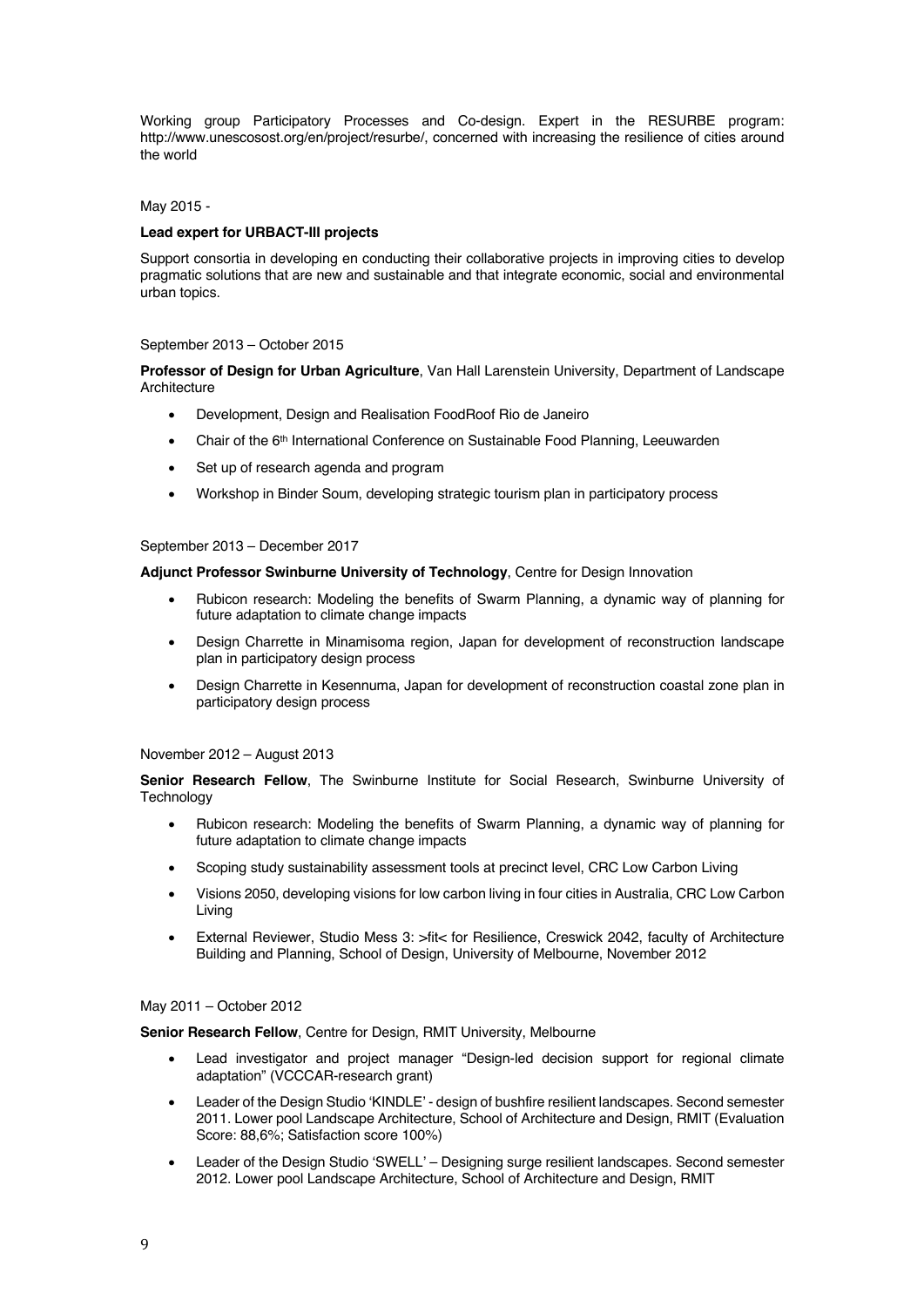Working group Participatory Processes and Co-design. Expert in the RESURBE program: http://www.unescosost.org/en/project/resurbe/, concerned with increasing the resilience of cities around the world

May 2015 -

**Lead expert for URBACT-III projects**

Support consortia in developing en conducting their collaborative projects in improving cities to develop pragmatic solutions that are new and sustainable and that integrate economic, social and environmental urban topics.

September 2013 – October 2015

**Professor of Design for Urban Agriculture**, Van Hall Larenstein University, Department of Landscape Architecture

- Development, Design and Realisation FoodRoof Rio de Janeiro
- Chair of the 6th International Conference on Sustainable Food Planning, Leeuwarden
- Set up of research agenda and program
- Workshop in Binder Soum, developing strategic tourism plan in participatory process

September 2013 – December 2017

**Adjunct Professor Swinburne University of Technology**, Centre for Design Innovation

- Rubicon research: Modeling the benefits of Swarm Planning, a dynamic way of planning for future adaptation to climate change impacts
- Design Charrette in Minamisoma region, Japan for development of reconstruction landscape plan in participatory design process
- Design Charrette in Kesennuma, Japan for development of reconstruction coastal zone plan in participatory design process

November 2012 – August 2013

**Senior Research Fellow**, The Swinburne Institute for Social Research, Swinburne University of Technology

- Rubicon research: Modeling the benefits of Swarm Planning, a dynamic way of planning for future adaptation to climate change impacts
- Scoping study sustainability assessment tools at precinct level, CRC Low Carbon Living
- Visions 2050, developing visions for low carbon living in four cities in Australia, CRC Low Carbon Living
- External Reviewer, Studio Mess 3: >fit< for Resilience, Creswick 2042, faculty of Architecture Building and Planning, School of Design, University of Melbourne, November 2012

May 2011 – October 2012

**Senior Research Fellow**, Centre for Design, RMIT University, Melbourne

- Lead investigator and project manager "Design-led decision support for regional climate adaptation" (VCCCAR-research grant)
- Leader of the Design Studio 'KINDLE' - design of bushfire resilient landscapes. Second semester 2011. Lower pool Landscape Architecture, School of Architecture and Design, RMIT (Evaluation Score: 88,6%; Satisfaction score 100%)
- Leader of the Design Studio 'SWELL' – Designing surge resilient landscapes. Second semester 2012. Lower pool Landscape Architecture, School of Architecture and Design, RMIT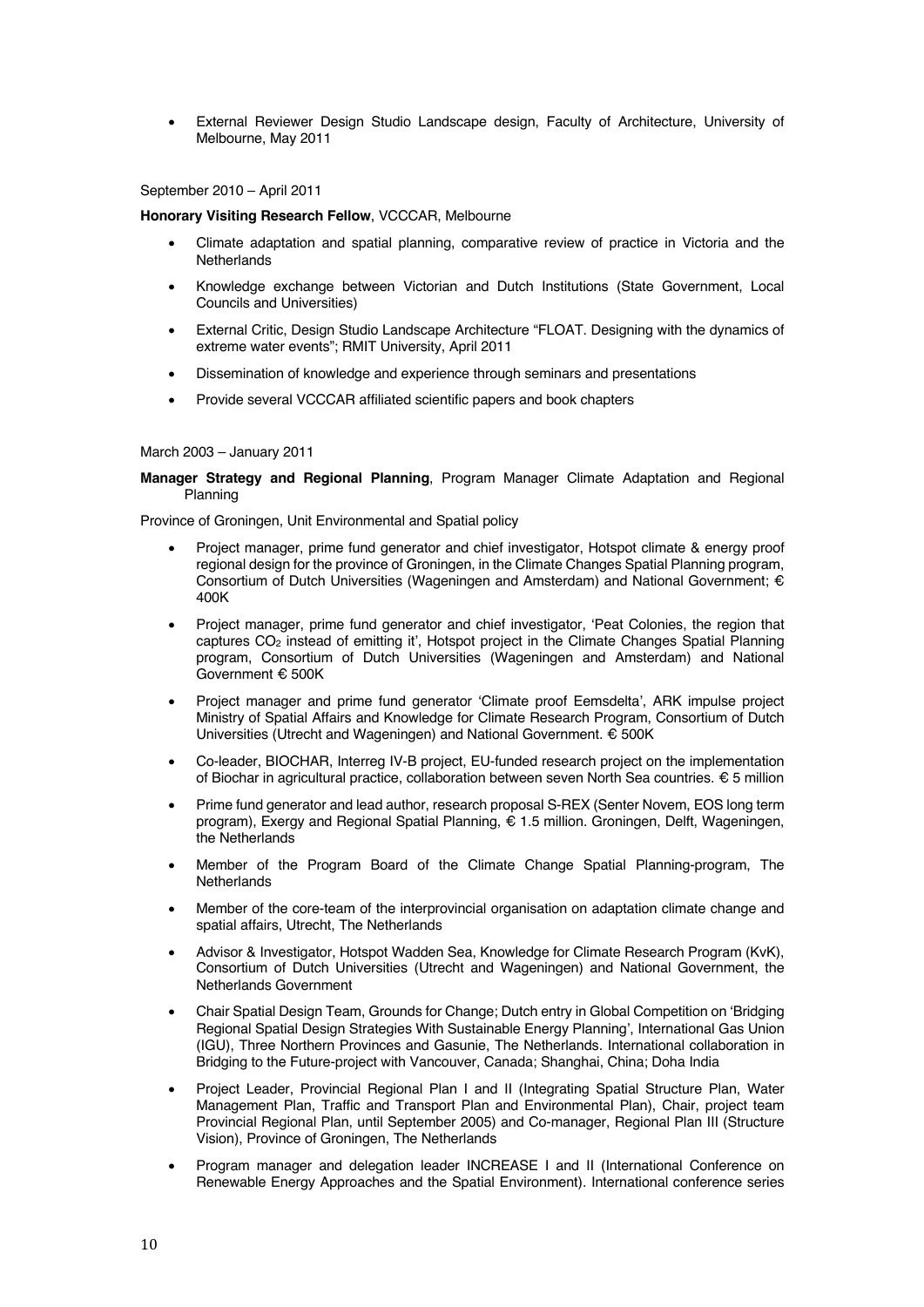- External Reviewer Design Studio Landscape design, Faculty of Architecture, University of Melbourne, May 2011

September 2010 – April 2011

**Honorary Visiting Research Fellow**, VCCCAR, Melbourne

- Climate adaptation and spatial planning, comparative review of practice in Victoria and the Netherlands
- Knowledge exchange between Victorian and Dutch Institutions (State Government, Local Councils and Universities)
- External Critic, Design Studio Landscape Architecture "FLOAT. Designing with the dynamics of extreme water events"; RMIT University, April 2011
- Dissemination of knowledge and experience through seminars and presentations
- Provide several VCCCAR affiliated scientific papers and book chapters

March 2003 – January 2011

**Manager Strategy and Regional Planning**, Program Manager Climate Adaptation and Regional Planning

Province of Groningen, Unit Environmental and Spatial policy

- Project manager, prime fund generator and chief investigator, Hotspot climate & energy proof regional design for the province of Groningen, in the Climate Changes Spatial Planning program, Consortium of Dutch Universities (Wageningen and Amsterdam) and National Government; € 400K
- Project manager, prime fund generator and chief investigator, 'Peat Colonies, the region that captures $CO_2$ instead of emitting it', Hotspot project in the Climate Changes Spatial Planning program, Consortium of Dutch Universities (Wageningen and Amsterdam) and National Government € 500K
- Project manager and prime fund generator 'Climate proof Eemsdelta', ARK impulse project Ministry of Spatial Affairs and Knowledge for Climate Research Program, Consortium of Dutch Universities (Utrecht and Wageningen) and National Government. € 500K
- Co-leader, BIOCHAR, Interreg IV-B project, EU-funded research project on the implementation of Biochar in agricultural practice, collaboration between seven North Sea countries. € 5 million
- Prime fund generator and lead author, research proposal S-REX (Senter Novem, EOS long term program), Exergy and Regional Spatial Planning, € 1.5 million. Groningen, Delft, Wageningen, the Netherlands
- Member of the Program Board of the Climate Change Spatial Planning-program, The Netherlands
- Member of the core-team of the interprovincial organisation on adaptation climate change and spatial affairs, Utrecht, The Netherlands
- Advisor & Investigator, Hotspot Wadden Sea, Knowledge for Climate Research Program (KvK), Consortium of Dutch Universities (Utrecht and Wageningen) and National Government, the Netherlands Government
- Chair Spatial Design Team, Grounds for Change; Dutch entry in Global Competition on 'Bridging Regional Spatial Design Strategies With Sustainable Energy Planning', International Gas Union (IGU), Three Northern Provinces and Gasunie, The Netherlands. International collaboration in Bridging to the Future-project with Vancouver, Canada; Shanghai, China; Doha India
- Project Leader, Provincial Regional Plan I and II (Integrating Spatial Structure Plan, Water Management Plan, Traffic and Transport Plan and Environmental Plan), Chair, project team Provincial Regional Plan, until September 2005) and Co-manager, Regional Plan III (Structure Vision), Province of Groningen, The Netherlands
- Program manager and delegation leader INCREASE I and II (International Conference on Renewable Energy Approaches and the Spatial Environment). International conference series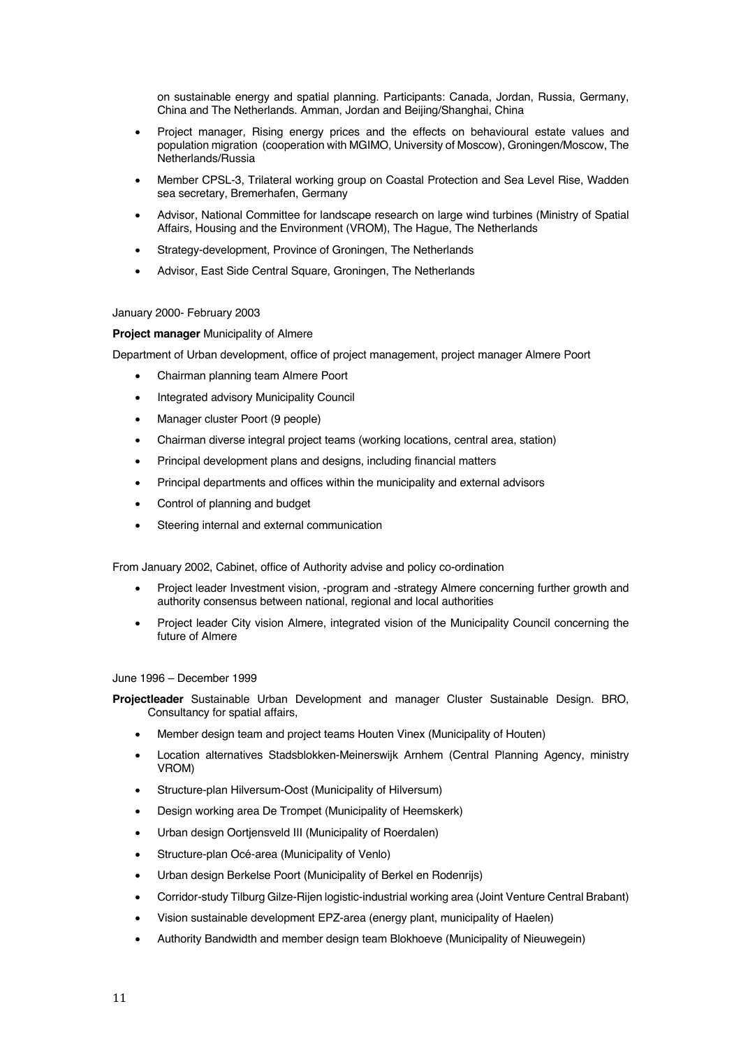on sustainable energy and spatial planning. Participants: Canada, Jordan, Russia, Germany, China and The Netherlands. Amman, Jordan and Beijing/Shanghai, China

- Project manager, Rising energy prices and the effects on behavioural estate values and population migration (cooperation with MGIMO, University of Moscow), Groningen/Moscow, The Netherlands/Russia
- Member CPSL-3, Trilateral working group on Coastal Protection and Sea Level Rise, Wadden sea secretary, Bremerhafen, Germany
- Advisor, National Committee for landscape research on large wind turbines (Ministry of Spatial Affairs, Housing and the Environment (VROM), The Hague, The Netherlands
- Strategy-development, Province of Groningen, The Netherlands
- Advisor, East Side Central Square, Groningen, The Netherlands

January 2000- February 2003

**Project manager** Municipality of Almere

Department of Urban development, office of project management, project manager Almere Poort

- Chairman planning team Almere Poort
- Integrated advisory Municipality Council
- Manager cluster Poort (9 people)
- Chairman diverse integral project teams (working locations, central area, station)
- Principal development plans and designs, including financial matters
- Principal departments and offices within the municipality and external advisors
- Control of planning and budget
- Steering internal and external communication

From January 2002, Cabinet, office of Authority advise and policy co-ordination

- Project leader Investment vision, -program and -strategy Almere concerning further growth and authority consensus between national, regional and local authorities
- Project leader City vision Almere, integrated vision of the Municipality Council concerning the future of Almere

June 1996 – December 1999

**Projectleader** Sustainable Urban Development and manager Cluster Sustainable Design. BRO, Consultancy for spatial affairs,

- Member design team and project teams Houten Vinex (Municipality of Houten)
- Location alternatives Stadsblokken-Meinerswijk Arnhem (Central Planning Agency, ministry VROM)
- Structure-plan Hilversum-Oost (Municipality of Hilversum)
- Design working area De Trompet (Municipality of Heemskerk)
- Urban design Oortjensveld III (Municipality of Roerdalen)
- Structure-plan Océ-area (Municipality of Venlo)
- Urban design Berkelse Poort (Municipality of Berkel en Rodenrijs)
- Corridor-study Tilburg Gilze-Rijen logistic-industrial working area (Joint Venture Central Brabant)
- Vision sustainable development EPZ-area (energy plant, municipality of Haelen)
- Authority Bandwidth and member design team Blokhoeve (Municipality of Nieuwegein)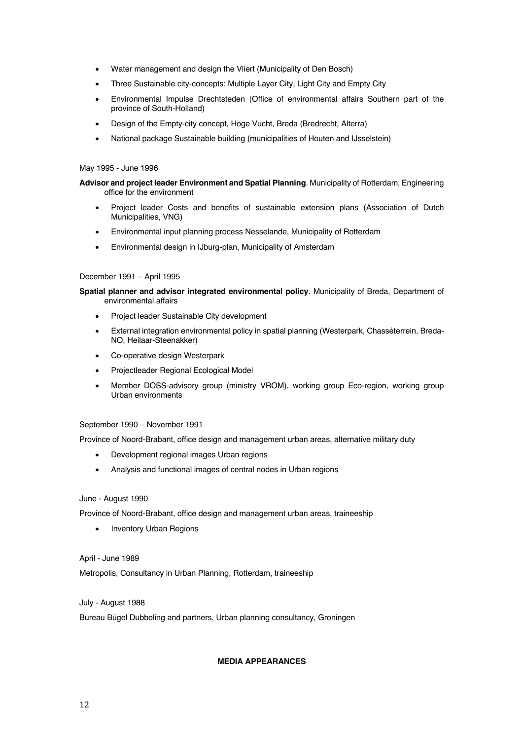- Water management and design the Vliert (Municipality of Den Bosch)
- Three Sustainable city-concepts: Multiple Layer City, Light City and Empty City
- Environmental Impulse Drechtsteden (Office of environmental affairs Southern part of the province of South-Holland)
- Design of the Empty-city concept, Hoge Vucht, Breda (Bredrecht, Alterra)
- National package Sustainable building (municipalities of Houten and IJsselstein)

May 1995 - June 1996

**Advisor and project leader Environment and Spatial Planning**. Municipality of Rotterdam, Engineering office for the environment

- Project leader Costs and benefits of sustainable extension plans (Association of Dutch Municipalities, VNG)
- Environmental input planning process Nesselande, Municipality of Rotterdam
- Environmental design in IJburg-plan, Municipality of Amsterdam

December 1991 – April 1995

**Spatial planner and advisor integrated environmental policy**. Municipality of Breda, Department of environmental affairs

- Project leader Sustainable City development
- External integration environmental policy in spatial planning (Westerpark, Chasséterrein, Breda-NO, Heilaar-Steenakker)
- Co-operative design Westerpark
- Projectleader Regional Ecological Model
- Member DOSS-advisory group (ministry VROM), working group Eco-region, working group Urban environments

September 1990 – November 1991

Province of Noord-Brabant, office design and management urban areas, alternative military duty

- Development regional images Urban regions
- Analysis and functional images of central nodes in Urban regions

June - August 1990

Province of Noord-Brabant, office design and management urban areas, traineeship

- Inventory Urban Regions

April - June 1989

Metropolis, Consultancy in Urban Planning, Rotterdam, traineeship

July - August 1988

Bureau Bügel Dubbeling and partners, Urban planning consultancy, Groningen

**MEDIA APPEARANCES**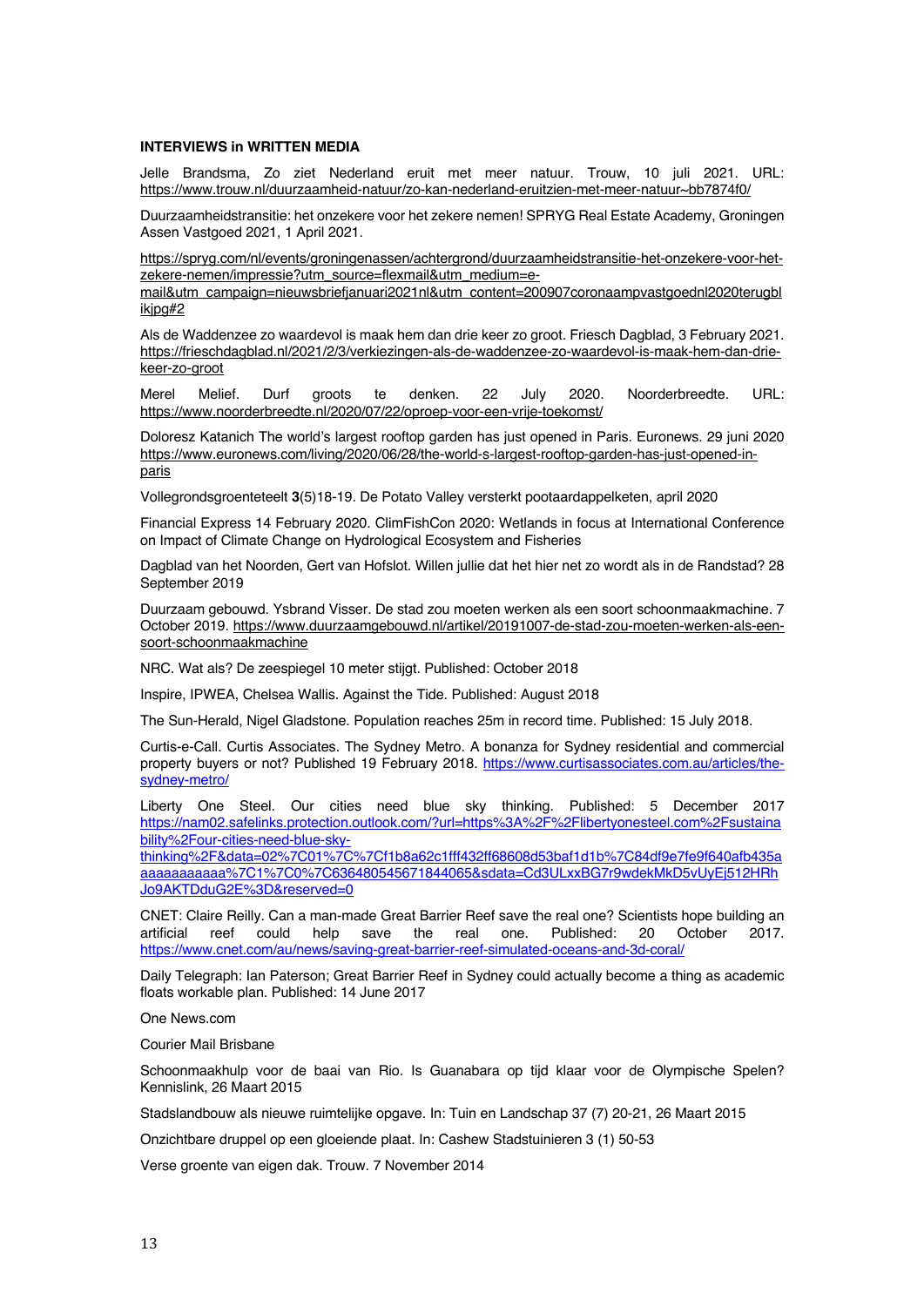**INTERVIEWS in WRITTEN MEDIA**

Jelle Brandsma, Zo ziet Nederland eruit met meer natuur. Trouw, 10 juli 2021. URL: https://www.trouw.nl/duurzaamheid-natuur/zo-kan-nederland-eruitzien-met-meer-natuur~bb7874f0/

Duurzaamheidstransitie: het onzekere voor het zekere nemen! SPRYG Real Estate Academy, Groningen Assen Vastgoed 2021, 1 April 2021.

https://spryg.com/nl/events/groningenassen/achtergrond/duurzaamheidstransitie-het-onzekere-voor-het-zekere-nemen/impressie?utm_source=flexmail&utm_medium=e-mail&utm_campaign=nieuwsbriefjanuari2021nl&utm_content=200907coronaampvastgoednl2020terugblikjpg#2

Als de Waddenzee zo waardevol is maak hem dan drie keer zo groot. Friesch Dagblad, 3 February 2021. https://frieschdagblad.nl/2021/2/3/verkiezingen-als-de-waddenzee-zo-waardevol-is-maak-hem-dan-drie-keer-zo-groot

Merel Melief. Durf groots te denken. 22 July 2020. Noorderbreedte. URL: https://www.noorderbreedte.nl/2020/07/22/oproep-voor-een-vrije-toekomst/

Doloresz Katanich The world's largest rooftop garden has just opened in Paris. Euronews. 29 juni 2020 https://www.euronews.com/living/2020/06/28/the-world-s-largest-rooftop-garden-has-just-opened-in-paris

Vollegrondsgroenteteelt **3**(5)18-19. De Potato Valley versterkt pootaardappelketen, april 2020

Financial Express 14 February 2020. ClimFishCon 2020: Wetlands in focus at International Conference on Impact of Climate Change on Hydrological Ecosystem and Fisheries

Dagblad van het Noorden, Gert van Hofslot. Willen jullie dat het hier net zo wordt als in de Randstad? 28 September 2019

Duurzaam gebouwd. Ysbrand Visser. De stad zou moeten werken als een soort schoonmaakmachine. 7 October 2019. https://www.duurzaamgebouwd.nl/artikel/20191007-de-stad-zou-moeten-werken-als-een-soort-schoonmaakmachine

NRC. Wat als? De zeespiegel 10 meter stijgt. Published: October 2018

Inspire, IPWEA, Chelsea Wallis. Against the Tide. Published: August 2018

The Sun-Herald, Nigel Gladstone. Population reaches 25m in record time. Published: 15 July 2018.

Curtis-e-Call. Curtis Associates. The Sydney Metro. A bonanza for Sydney residential and commercial property buyers or not? Published 19 February 2018. https://www.curtisassociates.com.au/articles/the-sydney-metro/

Liberty One Steel. Our cities need blue sky thinking. Published: 5 December 2017 https://nam02.safelinks.protection.outlook.com/?url=https%3A%2F%2Flibertyonesteel.com%2Fsustainability%2Four-cities-need-blue-sky-thinking%2F&data=02%7C01%7C%7Cf1b8a62c1fff432ff68608d53baf1d1b%7C84df9e7fe9f640afb435aaaaaaaaaaaa%7C1%7C0%7C636480545671844065&sdata=Cd3ULxxBG7r9wdekMkD5vUyEj512HRhJo9AKTDduG2E%3D&reserved=0

CNET: Claire Reilly. Can a man-made Great Barrier Reef save the real one? Scientists hope building an artificial reef could help save the real one. Published: 20 October 2017. https://www.cnet.com/au/news/saving-great-barrier-reef-simulated-oceans-and-3d-coral/

Daily Telegraph: Ian Paterson; Great Barrier Reef in Sydney could actually become a thing as academic floats workable plan. Published: 14 June 2017

One News.com

Courier Mail Brisbane

Schoonmaakhulp voor de baai van Rio. Is Guanabara op tijd klaar voor de Olympische Spelen? Kennislink, 26 Maart 2015

Stadslandbouw als nieuwe ruimtelijke opgave. In: Tuin en Landschap 37 (7) 20-21, 26 Maart 2015

Onzichtbare druppel op een gloeiende plaat. In: Cashew Stadstuinieren 3 (1) 50-53

Verse groente van eigen dak. Trouw. 7 November 2014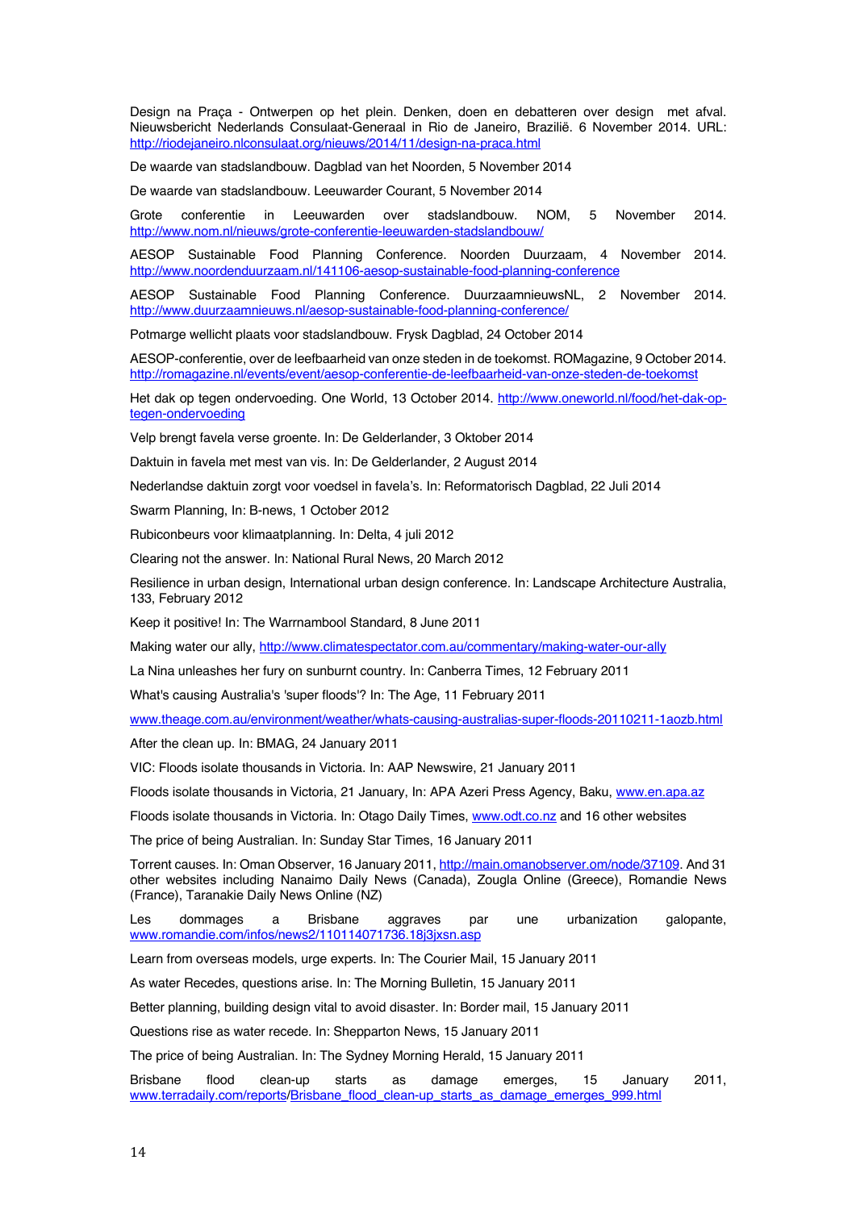Design na Praça - Ontwerpen op het plein. Denken, doen en debatteren over design met afval. Nieuwsbericht Nederlands Consulaat-Generaal in Rio de Janeiro, Brazilië. 6 November 2014. URL: http://riodejaneiro.nlconsulaat.org/nieuws/2014/11/design-na-praca.html

De waarde van stadslandbouw. Dagblad van het Noorden, 5 November 2014

De waarde van stadslandbouw. Leeuwarder Courant, 5 November 2014

Grote conferentie in Leeuwarden over stadslandbouw. NOM, 5 November 2014. http://www.nom.nl/nieuws/grote-conferentie-leeuwarden-stadslandbouw/

AESOP Sustainable Food Planning Conference. Noorden Duurzaam, 4 November 2014. http://www.noordenduurzaam.nl/141106-aesop-sustainable-food-planning-conference

AESOP Sustainable Food Planning Conference. DuurzaamnieuwsNL, 2 November 2014. http://www.duurzaamnieuws.nl/aesop-sustainable-food-planning-conference/

Potmarge wellicht plaats voor stadslandbouw. Frysk Dagblad, 24 October 2014

AESOP-conferentie, over de leefbaarheid van onze steden in de toekomst. ROMagazine, 9 October 2014. http://romagazine.nl/events/event/aesop-conferentie-de-leefbaarheid-van-onze-steden-de-toekomst

Het dak op tegen ondervoeding. One World, 13 October 2014. http://www.oneworld.nl/food/het-dak-op-tegen-ondervoeding

Velp brengt favela verse groente. In: De Gelderlander, 3 Oktober 2014

Daktuin in favela met mest van vis. In: De Gelderlander, 2 August 2014

Nederlandse daktuin zorgt voor voedsel in favela's. In: Reformatorisch Dagblad, 22 Juli 2014

Swarm Planning, In: B-news, 1 October 2012

Rubiconbeurs voor klimaatplanning. In: Delta, 4 juli 2012

Clearing not the answer. In: National Rural News, 20 March 2012

Resilience in urban design, International urban design conference. In: Landscape Architecture Australia, 133, February 2012

Keep it positive! In: The Warrnambool Standard, 8 June 2011

Making water our ally, http://www.climatespectator.com.au/commentary/making-water-our-ally

La Nina unleashes her fury on sunburnt country. In: Canberra Times, 12 February 2011

What's causing Australia's 'super floods'? In: The Age, 11 February 2011

www.theage.com.au/environment/weather/whats-causing-australias-super-floods-20110211-1aozb.html

After the clean up. In: BMAG, 24 January 2011

VIC: Floods isolate thousands in Victoria. In: AAP Newswire, 21 January 2011

Floods isolate thousands in Victoria, 21 January, In: APA Azeri Press Agency, Baku, www.en.apa.az

Floods isolate thousands in Victoria. In: Otago Daily Times, www.odt.co.nz and 16 other websites

The price of being Australian. In: Sunday Star Times, 16 January 2011

Torrent causes. In: Oman Observer, 16 January 2011, http://main.omanobserver.om/node/37109. And 31 other websites including Nanaimo Daily News (Canada), Zougla Online (Greece), Romandie News (France), Taranakie Daily News Online (NZ)

Les dommages a Brisbane aggraves par une urbanization galopante, www.romandie.com/infos/news2/110114071736.18j3jxsn.asp

Learn from overseas models, urge experts. In: The Courier Mail, 15 January 2011

As water Recedes, questions arise. In: The Morning Bulletin, 15 January 2011

Better planning, building design vital to avoid disaster. In: Border mail, 15 January 2011

Questions rise as water recede. In: Shepparton News, 15 January 2011

The price of being Australian. In: The Sydney Morning Herald, 15 January 2011

Brisbane flood clean-up starts as damage emerges, 15 January 2011, www.terradaily.com/reports/Brisbane_flood_clean-up_starts_as_damage_emerges_999.html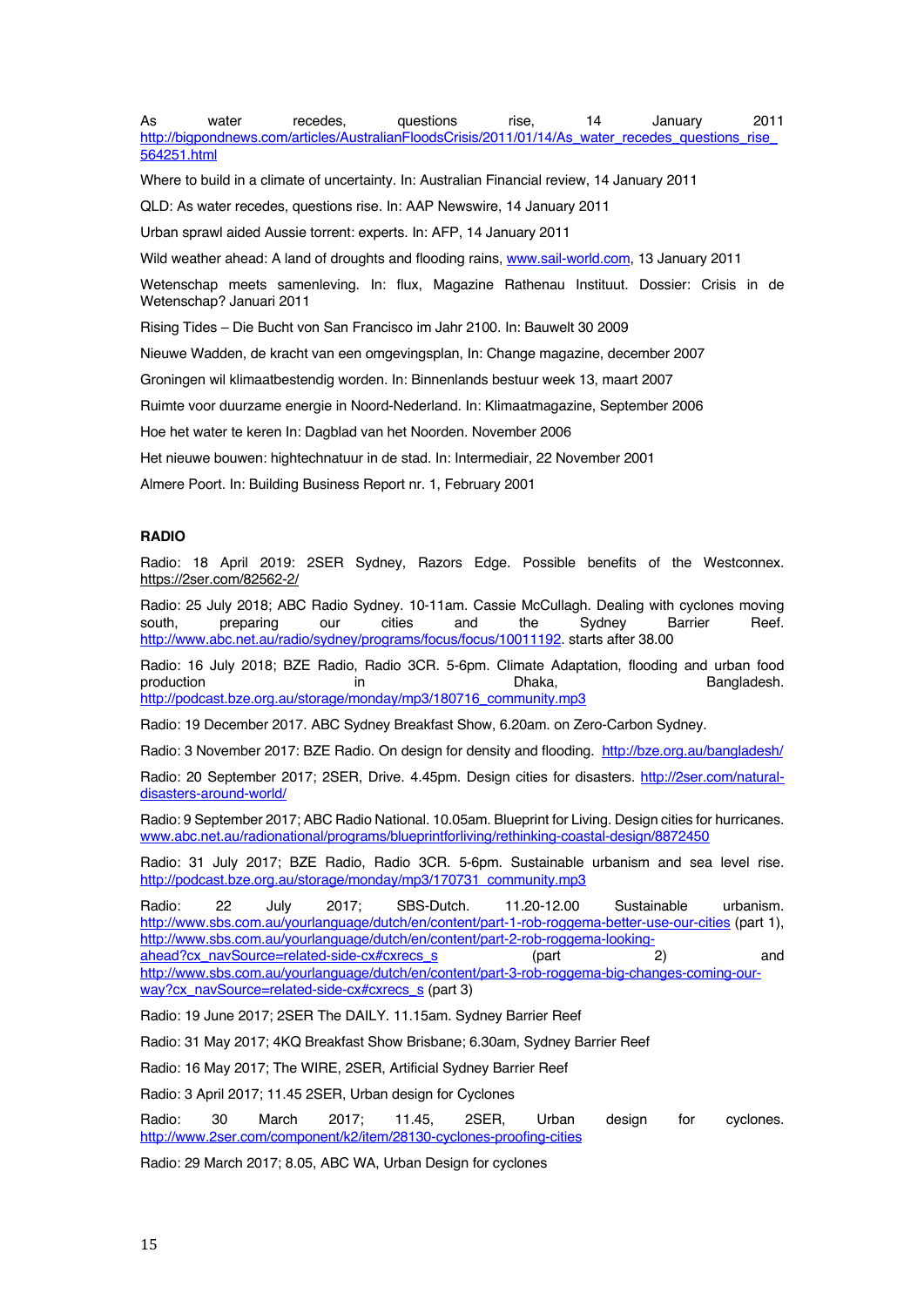As water recedes, questions rise, 14 January 2011 http://bigpondnews.com/articles/AustralianFloodsCrisis/2011/01/14/As_water_recedes_questions_rise_564251.html

Where to build in a climate of uncertainty. In: Australian Financial review, 14 January 2011

QLD: As water recedes, questions rise. In: AAP Newswire, 14 January 2011

Urban sprawl aided Aussie torrent: experts. In: AFP, 14 January 2011

Wild weather ahead: A land of droughts and flooding rains, www.sail-world.com, 13 January 2011

Wetenschap meets samenleving. In: flux, Magazine Rathenau Instituut. Dossier: Crisis in de Wetenschap? Januari 2011

Rising Tides – Die Bucht von San Francisco im Jahr 2100. In: Bauwelt 30 2009

Nieuwe Wadden, de kracht van een omgevingsplan, In: Change magazine, december 2007

Groningen wil klimaatbestendig worden. In: Binnenlands bestuur week 13, maart 2007

Ruimte voor duurzame energie in Noord-Nederland. In: Klimaatmagazine, September 2006

Hoe het water te keren In: Dagblad van het Noorden. November 2006

Het nieuwe bouwen: hightechnatuur in de stad. In: Intermediair, 22 November 2001

Almere Poort. In: Building Business Report nr. 1, February 2001

**RADIO**

Radio: 18 April 2019: 2SER Sydney, Razors Edge. Possible benefits of the Westconnex. https://2ser.com/82562-2/

Radio: 25 July 2018; ABC Radio Sydney. 10-11am. Cassie McCullagh. Dealing with cyclones moving south, preparing our cities and the Sydney Barrier Reef. http://www.abc.net.au/radio/sydney/programs/focus/focus/10011192. starts after 38.00

Radio: 16 July 2018; BZE Radio, Radio 3CR. 5-6pm. Climate Adaptation, flooding and urban food production in Dhaka, Bangladesh. http://podcast.bze.org.au/storage/monday/mp3/180716_community.mp3

Radio: 19 December 2017. ABC Sydney Breakfast Show, 6.20am. on Zero-Carbon Sydney.

Radio: 3 November 2017: BZE Radio. On design for density and flooding. http://bze.org.au/bangladesh/

Radio: 20 September 2017; 2SER, Drive. 4.45pm. Design cities for disasters. http://2ser.com/natural-disasters-around-world/

Radio: 9 September 2017; ABC Radio National. 10.05am. Blueprint for Living. Design cities for hurricanes. www.abc.net.au/radionational/programs/blueprintforliving/rethinking-coastal-design/8872450

Radio: 31 July 2017; BZE Radio, Radio 3CR. 5-6pm. Sustainable urbanism and sea level rise. http://podcast.bze.org.au/storage/monday/mp3/170731_community.mp3

Radio: 22 July 2017; SBS-Dutch. 11.20-12.00 Sustainable urbanism. http://www.sbs.com.au/yourlanguage/dutch/en/content/part-1-rob-roggema-better-use-our-cities (part 1), http://www.sbs.com.au/yourlanguage/dutch/en/content/part-2-rob-roggema-looking-ahead?cx_navSource=related-side-cx#cxrecs_s (part 2) and http://www.sbs.com.au/yourlanguage/dutch/en/content/part-3-rob-roggema-big-changes-coming-our-way?cx_navSource=related-side-cx#cxrecs_s (part 3)

Radio: 19 June 2017; 2SER The DAILY. 11.15am. Sydney Barrier Reef

Radio: 31 May 2017; 4KQ Breakfast Show Brisbane; 6.30am, Sydney Barrier Reef

Radio: 16 May 2017; The WIRE, 2SER, Artificial Sydney Barrier Reef

Radio: 3 April 2017; 11.45 2SER, Urban design for Cyclones

Radio: 30 March 2017; 11.45, 2SER, Urban design for cyclones. http://www.2ser.com/component/k2/item/28130-cyclones-proofing-cities

Radio: 29 March 2017; 8.05, ABC WA, Urban Design for cyclones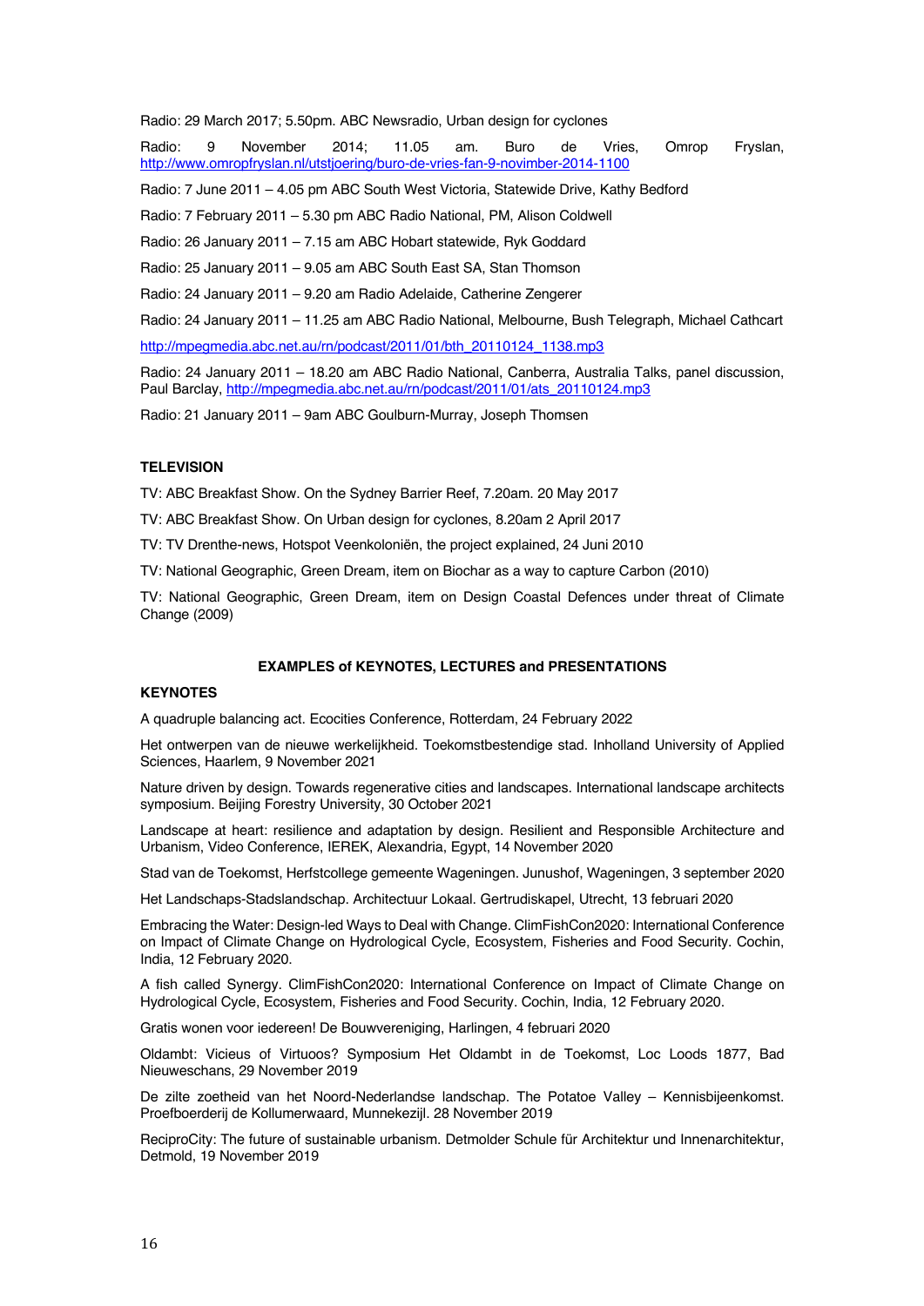Radio: 29 March 2017; 5.50pm. ABC Newsradio, Urban design for cyclones

Radio: 9 November 2014; 11.05 am. Buro de Vries, Omrop Fryslan, http://www.omropfryslan.nl/utstjoering/buro-de-vries-fan-9-novimber-2014-1100

Radio: 7 June 2011 – 4.05 pm ABC South West Victoria, Statewide Drive, Kathy Bedford

Radio: 7 February 2011 – 5.30 pm ABC Radio National, PM, Alison Coldwell

Radio: 26 January 2011 – 7.15 am ABC Hobart statewide, Ryk Goddard

Radio: 25 January 2011 – 9.05 am ABC South East SA, Stan Thomson

Radio: 24 January 2011 – 9.20 am Radio Adelaide, Catherine Zengerer

Radio: 24 January 2011 – 11.25 am ABC Radio National, Melbourne, Bush Telegraph, Michael Cathcart

http://mpegmedia.abc.net.au/rn/podcast/2011/01/bth_20110124_1138.mp3

Radio: 24 January 2011 – 18.20 am ABC Radio National, Canberra, Australia Talks, panel discussion, Paul Barclay, http://mpegmedia.abc.net.au/rn/podcast/2011/01/ats_20110124.mp3

Radio: 21 January 2011 – 9am ABC Goulburn-Murray, Joseph Thomsen

**TELEVISION**

TV: ABC Breakfast Show. On the Sydney Barrier Reef, 7.20am. 20 May 2017

TV: ABC Breakfast Show. On Urban design for cyclones, 8.20am 2 April 2017

TV: TV Drenthe-news, Hotspot Veenkoloniën, the project explained, 24 Juni 2010

TV: National Geographic, Green Dream, item on Biochar as a way to capture Carbon (2010)

TV: National Geographic, Green Dream, item on Design Coastal Defences under threat of Climate Change (2009)

## EXAMPLES of KEYNOTES, LECTURES and PRESENTATIONS

**KEYNOTES**

A quadruple balancing act. Ecocities Conference, Rotterdam, 24 February 2022

Het ontwerpen van de nieuwe werkelijkheid. Toekomstbestendige stad. Inholland University of Applied Sciences, Haarlem, 9 November 2021

Nature driven by design. Towards regenerative cities and landscapes. International landscape architects symposium. Beijing Forestry University, 30 October 2021

Landscape at heart: resilience and adaptation by design. Resilient and Responsible Architecture and Urbanism, Video Conference, IEREK, Alexandria, Egypt, 14 November 2020

Stad van de Toekomst, Herfstcollege gemeente Wageningen. Junushof, Wageningen, 3 september 2020

Het Landschaps-Stadslandschap. Architectuur Lokaal. Gertrudiskapel, Utrecht, 13 februari 2020

Embracing the Water: Design-led Ways to Deal with Change. ClimFishCon2020: International Conference on Impact of Climate Change on Hydrological Cycle, Ecosystem, Fisheries and Food Security. Cochin, India, 12 February 2020.

A fish called Synergy. ClimFishCon2020: International Conference on Impact of Climate Change on Hydrological Cycle, Ecosystem, Fisheries and Food Security. Cochin, India, 12 February 2020.

Gratis wonen voor iedereen! De Bouwvereniging, Harlingen, 4 februari 2020

Oldambt: Vicieus of Virtuoos? Symposium Het Oldambt in de Toekomst, Loc Loods 1877, Bad Nieuweschans, 29 November 2019

De zilte zoetheid van het Noord-Nederlandse landschap. The Potatoe Valley – Kennisbijeenkomst. Proefboerderij de Kollumerwaard, Munnekezijl. 28 November 2019

ReciproCity: The future of sustainable urbanism. Detmolder Schule für Architektur und Innenarchitektur, Detmold, 19 November 2019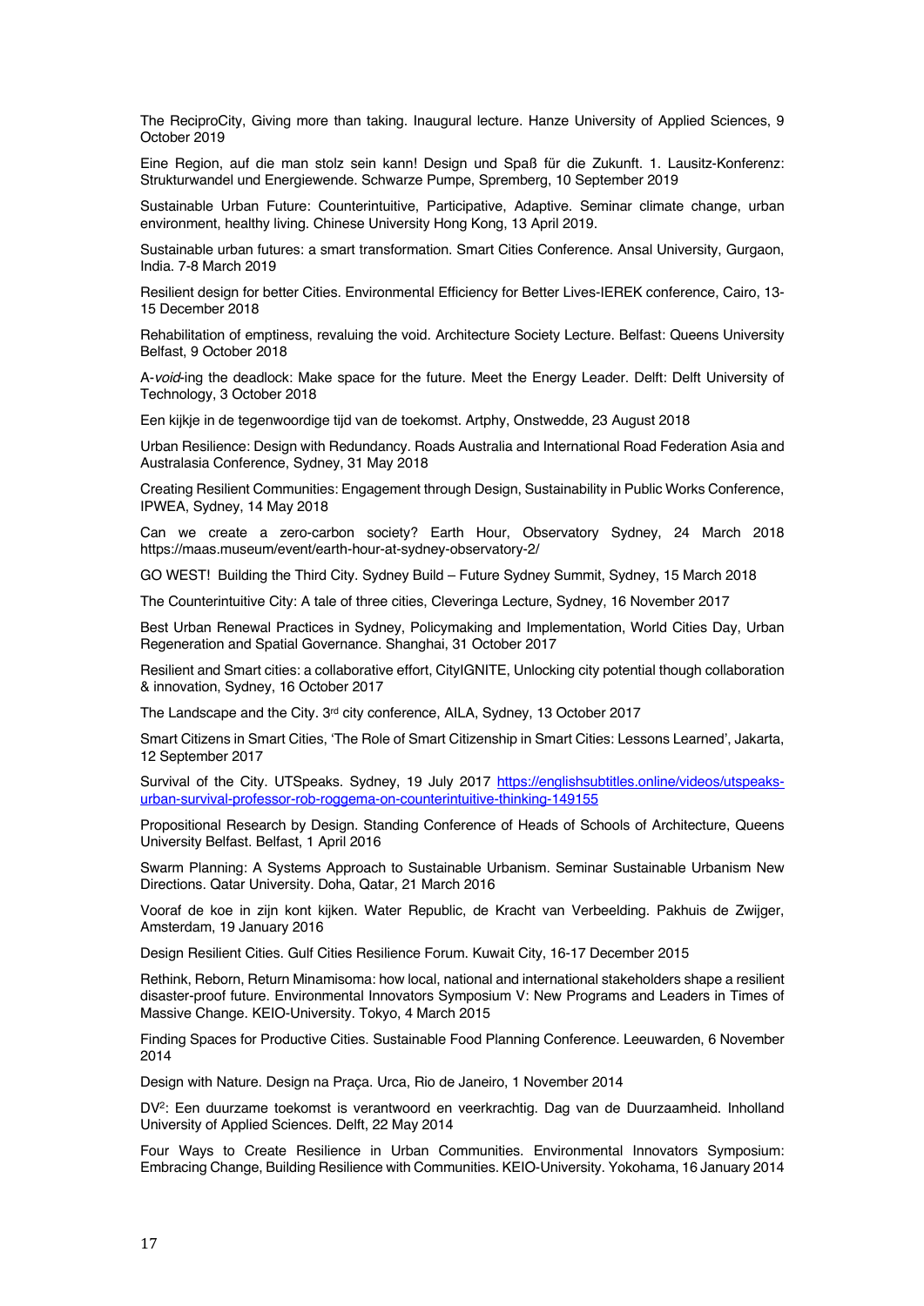The ReciproCity, Giving more than taking. Inaugural lecture. Hanze University of Applied Sciences, 9 October 2019

Eine Region, auf die man stolz sein kann! Design und Spaß für die Zukunft. 1. Lausitz-Konferenz: Strukturwandel und Energiewende. Schwarze Pumpe, Spremberg, 10 September 2019

Sustainable Urban Future: Counterintuitive, Participative, Adaptive. Seminar climate change, urban environment, healthy living. Chinese University Hong Kong, 13 April 2019.

Sustainable urban futures: a smart transformation. Smart Cities Conference. Ansal University, Gurgaon, India. 7-8 March 2019

Resilient design for better Cities. Environmental Efficiency for Better Lives-IEREK conference, Cairo, 13-15 December 2018

Rehabilitation of emptiness, revaluing the void. Architecture Society Lecture. Belfast: Queens University Belfast, 9 October 2018

A-*void*-ing the deadlock: Make space for the future. Meet the Energy Leader. Delft: Delft University of Technology, 3 October 2018

Een kijkje in de tegenwoordige tijd van de toekomst. Artphy, Onstwedde, 23 August 2018

Urban Resilience: Design with Redundancy. Roads Australia and International Road Federation Asia and Australasia Conference, Sydney, 31 May 2018

Creating Resilient Communities: Engagement through Design, Sustainability in Public Works Conference, IPWEA, Sydney, 14 May 2018

Can we create a zero-carbon society? Earth Hour, Observatory Sydney, 24 March 2018 https://maas.museum/event/earth-hour-at-sydney-observatory-2/

GO WEST! Building the Third City. Sydney Build – Future Sydney Summit, Sydney, 15 March 2018

The Counterintuitive City: A tale of three cities, Cleveringa Lecture, Sydney, 16 November 2017

Best Urban Renewal Practices in Sydney, Policymaking and Implementation, World Cities Day, Urban Regeneration and Spatial Governance. Shanghai, 31 October 2017

Resilient and Smart cities: a collaborative effort, CityIGNITE, Unlocking city potential though collaboration & innovation, Sydney, 16 October 2017

The Landscape and the City. 3rd city conference, AILA, Sydney, 13 October 2017

Smart Citizens in Smart Cities, 'The Role of Smart Citizenship in Smart Cities: Lessons Learned', Jakarta, 12 September 2017

Survival of the City. UTSpeaks. Sydney, 19 July 2017 https://englishsubtitles.online/videos/utspeaks-urban-survival-professor-rob-roggema-on-counterintuitive-thinking-149155

Propositional Research by Design. Standing Conference of Heads of Schools of Architecture, Queens University Belfast. Belfast, 1 April 2016

Swarm Planning: A Systems Approach to Sustainable Urbanism. Seminar Sustainable Urbanism New Directions. Qatar University. Doha, Qatar, 21 March 2016

Vooraf de koe in zijn kont kijken. Water Republic, de Kracht van Verbeelding. Pakhuis de Zwijger, Amsterdam, 19 January 2016

Design Resilient Cities. Gulf Cities Resilience Forum. Kuwait City, 16-17 December 2015

Rethink, Reborn, Return Minamisoma: how local, national and international stakeholders shape a resilient disaster-proof future. Environmental Innovators Symposium V: New Programs and Leaders in Times of Massive Change. KEIO-University. Tokyo, 4 March 2015

Finding Spaces for Productive Cities. Sustainable Food Planning Conference. Leeuwarden, 6 November 2014

Design with Nature. Design na Praça. Urca, Rio de Janeiro, 1 November 2014

DV$^2$: Een duurzame toekomst is verantwoord en veerkrachtig. Dag van de Duurzaamheid. Inholland University of Applied Sciences. Delft, 22 May 2014

Four Ways to Create Resilience in Urban Communities. Environmental Innovators Symposium: Embracing Change, Building Resilience with Communities. KEIO-University. Yokohama, 16 January 2014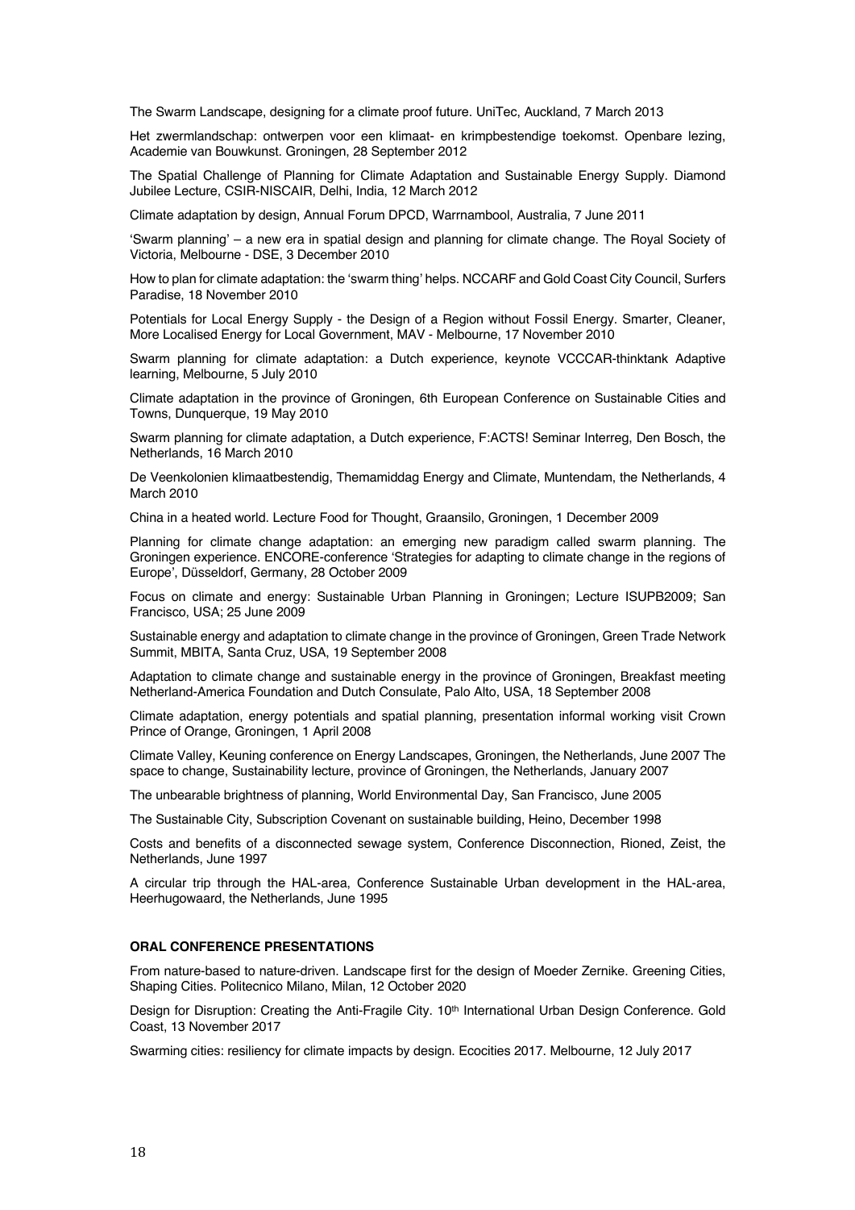The Swarm Landscape, designing for a climate proof future. UniTec, Auckland, 7 March 2013

Het zwermlandschap: ontwerpen voor een klimaat- en krimpbestendige toekomst. Openbare lezing, Academie van Bouwkunst. Groningen, 28 September 2012

The Spatial Challenge of Planning for Climate Adaptation and Sustainable Energy Supply. Diamond Jubilee Lecture, CSIR-NISCAIR, Delhi, India, 12 March 2012

Climate adaptation by design, Annual Forum DPCD, Warrnambool, Australia, 7 June 2011

'Swarm planning' – a new era in spatial design and planning for climate change. The Royal Society of Victoria, Melbourne - DSE, 3 December 2010

How to plan for climate adaptation: the 'swarm thing' helps. NCCARF and Gold Coast City Council, Surfers Paradise, 18 November 2010

Potentials for Local Energy Supply - the Design of a Region without Fossil Energy. Smarter, Cleaner, More Localised Energy for Local Government, MAV - Melbourne, 17 November 2010

Swarm planning for climate adaptation: a Dutch experience, keynote VCCCAR-thinktank Adaptive learning, Melbourne, 5 July 2010

Climate adaptation in the province of Groningen, 6th European Conference on Sustainable Cities and Towns, Dunquerque, 19 May 2010

Swarm planning for climate adaptation, a Dutch experience, F:ACTS! Seminar Interreg, Den Bosch, the Netherlands, 16 March 2010

De Veenkolonien klimaatbestendig, Themamiddag Energy and Climate, Muntendam, the Netherlands, 4 March 2010

China in a heated world. Lecture Food for Thought, Graansilo, Groningen, 1 December 2009

Planning for climate change adaptation: an emerging new paradigm called swarm planning. The Groningen experience. ENCORE-conference 'Strategies for adapting to climate change in the regions of Europe', Düsseldorf, Germany, 28 October 2009

Focus on climate and energy: Sustainable Urban Planning in Groningen; Lecture ISUPB2009; San Francisco, USA; 25 June 2009

Sustainable energy and adaptation to climate change in the province of Groningen, Green Trade Network Summit, MBITA, Santa Cruz, USA, 19 September 2008

Adaptation to climate change and sustainable energy in the province of Groningen, Breakfast meeting Netherland-America Foundation and Dutch Consulate, Palo Alto, USA, 18 September 2008

Climate adaptation, energy potentials and spatial planning, presentation informal working visit Crown Prince of Orange, Groningen, 1 April 2008

Climate Valley, Keuning conference on Energy Landscapes, Groningen, the Netherlands, June 2007 The space to change, Sustainability lecture, province of Groningen, the Netherlands, January 2007

The unbearable brightness of planning, World Environmental Day, San Francisco, June 2005

The Sustainable City, Subscription Covenant on sustainable building, Heino, December 1998

Costs and benefits of a disconnected sewage system, Conference Disconnection, Rioned, Zeist, the Netherlands, June 1997

A circular trip through the HAL-area, Conference Sustainable Urban development in the HAL-area, Heerhugowaard, the Netherlands, June 1995

**ORAL CONFERENCE PRESENTATIONS**

From nature-based to nature-driven. Landscape first for the design of Moeder Zernike. Greening Cities, Shaping Cities. Politecnico Milano, Milan, 12 October 2020

Design for Disruption: Creating the Anti-Fragile City. 10th International Urban Design Conference. Gold Coast, 13 November 2017

Swarming cities: resiliency for climate impacts by design. Ecocities 2017. Melbourne, 12 July 2017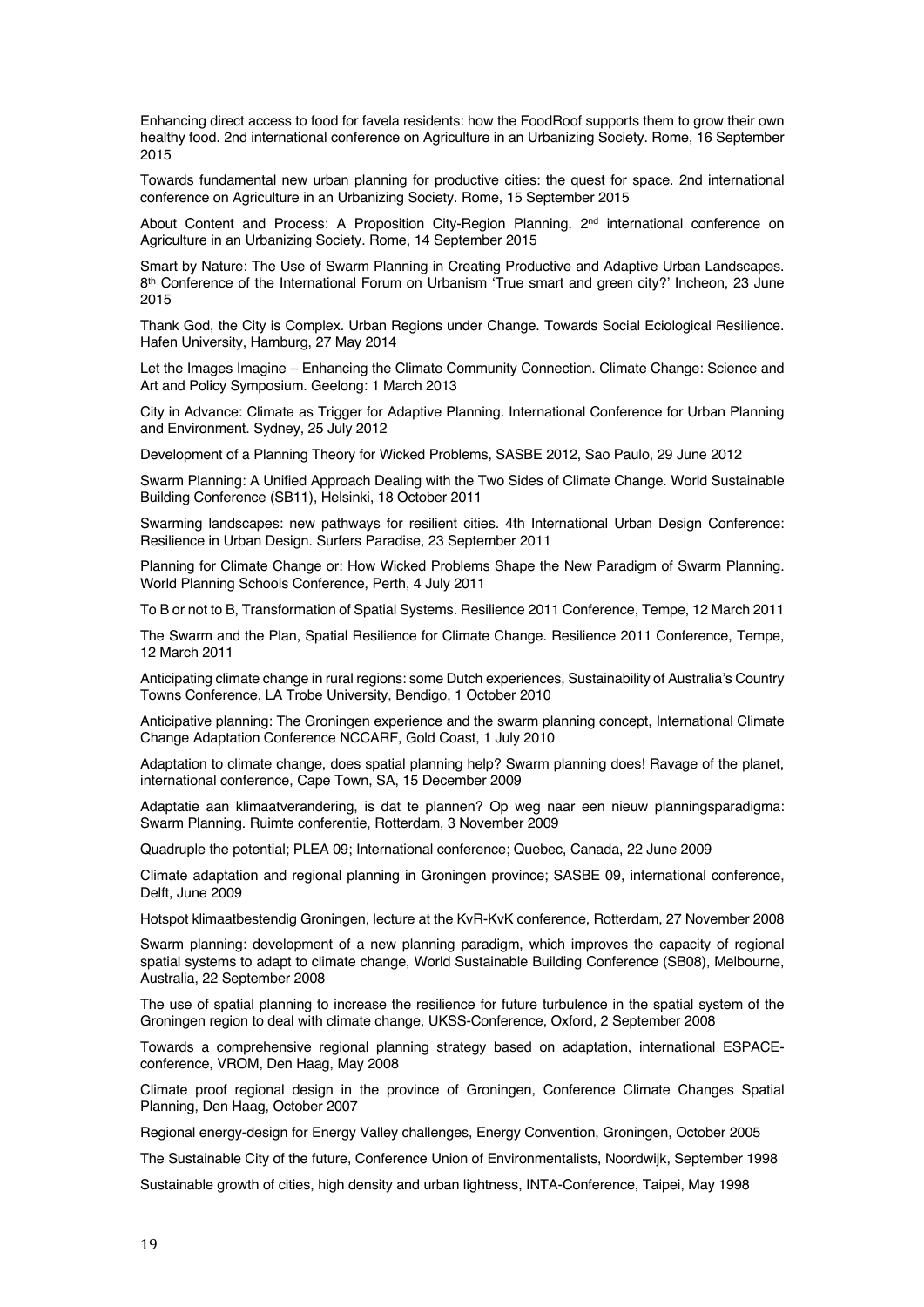Enhancing direct access to food for favela residents: how the FoodRoof supports them to grow their own healthy food. 2nd international conference on Agriculture in an Urbanizing Society. Rome, 16 September 2015

Towards fundamental new urban planning for productive cities: the quest for space. 2nd international conference on Agriculture in an Urbanizing Society. Rome, 15 September 2015

About Content and Process: A Proposition City-Region Planning. 2nd international conference on Agriculture in an Urbanizing Society. Rome, 14 September 2015

Smart by Nature: The Use of Swarm Planning in Creating Productive and Adaptive Urban Landscapes. 8th Conference of the International Forum on Urbanism 'True smart and green city?' Incheon, 23 June 2015

Thank God, the City is Complex. Urban Regions under Change. Towards Social Eciological Resilience. Hafen University, Hamburg, 27 May 2014

Let the Images Imagine – Enhancing the Climate Community Connection. Climate Change: Science and Art and Policy Symposium. Geelong: 1 March 2013

City in Advance: Climate as Trigger for Adaptive Planning. International Conference for Urban Planning and Environment. Sydney, 25 July 2012

Development of a Planning Theory for Wicked Problems, SASBE 2012, Sao Paulo, 29 June 2012

Swarm Planning: A Unified Approach Dealing with the Two Sides of Climate Change. World Sustainable Building Conference (SB11), Helsinki, 18 October 2011

Swarming landscapes: new pathways for resilient cities. 4th International Urban Design Conference: Resilience in Urban Design. Surfers Paradise, 23 September 2011

Planning for Climate Change or: How Wicked Problems Shape the New Paradigm of Swarm Planning. World Planning Schools Conference, Perth, 4 July 2011

To B or not to B, Transformation of Spatial Systems. Resilience 2011 Conference, Tempe, 12 March 2011

The Swarm and the Plan, Spatial Resilience for Climate Change. Resilience 2011 Conference, Tempe, 12 March 2011

Anticipating climate change in rural regions: some Dutch experiences, Sustainability of Australia's Country Towns Conference, LA Trobe University, Bendigo, 1 October 2010

Anticipative planning: The Groningen experience and the swarm planning concept, International Climate Change Adaptation Conference NCCARF, Gold Coast, 1 July 2010

Adaptation to climate change, does spatial planning help? Swarm planning does! Ravage of the planet, international conference, Cape Town, SA, 15 December 2009

Adaptatie aan klimaatverandering, is dat te plannen? Op weg naar een nieuw planningsparadigma: Swarm Planning. Ruimte conferentie, Rotterdam, 3 November 2009

Quadruple the potential; PLEA 09; International conference; Quebec, Canada, 22 June 2009

Climate adaptation and regional planning in Groningen province; SASBE 09, international conference, Delft, June 2009

Hotspot klimaatbestendig Groningen, lecture at the KvR-KvK conference, Rotterdam, 27 November 2008

Swarm planning: development of a new planning paradigm, which improves the capacity of regional spatial systems to adapt to climate change, World Sustainable Building Conference (SB08), Melbourne, Australia, 22 September 2008

The use of spatial planning to increase the resilience for future turbulence in the spatial system of the Groningen region to deal with climate change, UKSS-Conference, Oxford, 2 September 2008

Towards a comprehensive regional planning strategy based on adaptation, international ESPACE-conference, VROM, Den Haag, May 2008

Climate proof regional design in the province of Groningen, Conference Climate Changes Spatial Planning, Den Haag, October 2007

Regional energy-design for Energy Valley challenges, Energy Convention, Groningen, October 2005

The Sustainable City of the future, Conference Union of Environmentalists, Noordwijk, September 1998

Sustainable growth of cities, high density and urban lightness, INTA-Conference, Taipei, May 1998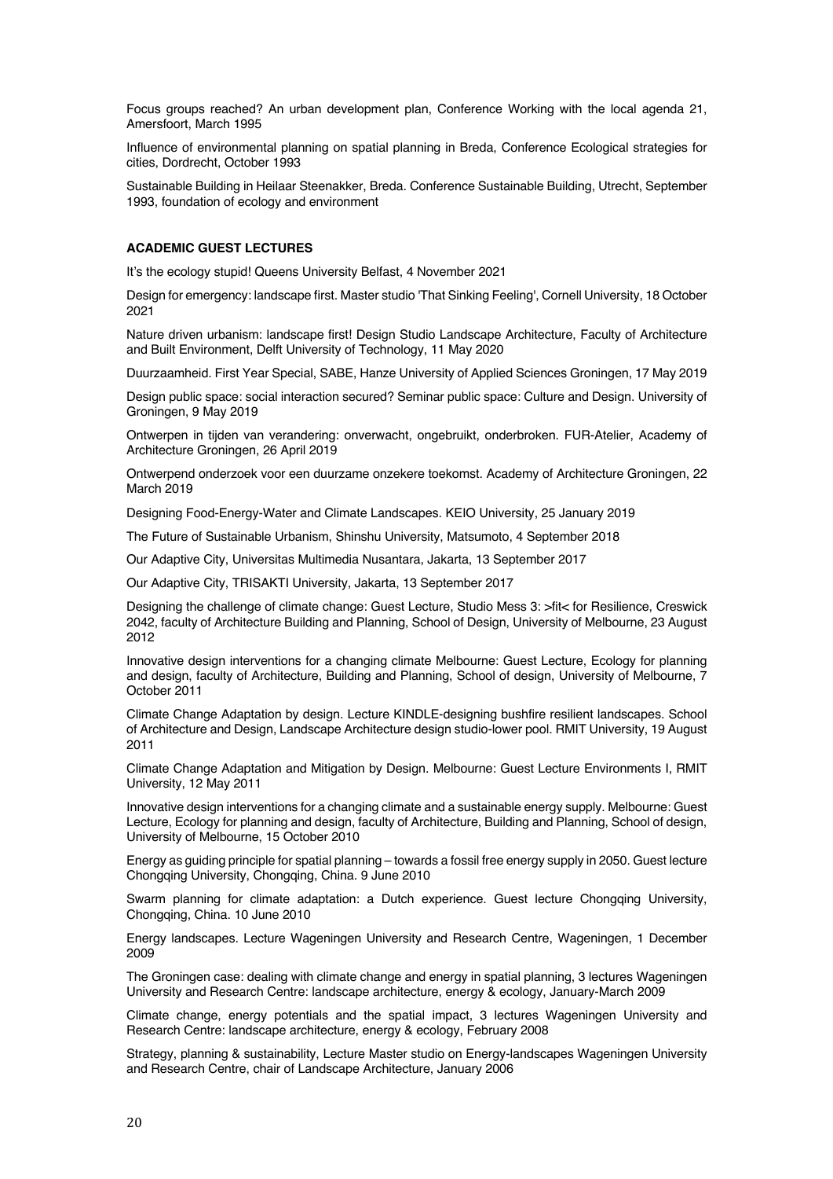Focus groups reached? An urban development plan, Conference Working with the local agenda 21, Amersfoort, March 1995

Influence of environmental planning on spatial planning in Breda, Conference Ecological strategies for cities, Dordrecht, October 1993

Sustainable Building in Heilaar Steenakker, Breda. Conference Sustainable Building, Utrecht, September 1993, foundation of ecology and environment

**ACADEMIC GUEST LECTURES**

It's the ecology stupid! Queens University Belfast, 4 November 2021

Design for emergency: landscape first. Master studio 'That Sinking Feeling', Cornell University, 18 October 2021

Nature driven urbanism: landscape first! Design Studio Landscape Architecture, Faculty of Architecture and Built Environment, Delft University of Technology, 11 May 2020

Duurzaamheid. First Year Special, SABE, Hanze University of Applied Sciences Groningen, 17 May 2019

Design public space: social interaction secured? Seminar public space: Culture and Design. University of Groningen, 9 May 2019

Ontwerpen in tijden van verandering: onverwacht, ongebruikt, onderbroken. FUR-Atelier, Academy of Architecture Groningen, 26 April 2019

Ontwerpend onderzoek voor een duurzame onzekere toekomst. Academy of Architecture Groningen, 22 March 2019

Designing Food-Energy-Water and Climate Landscapes. KEIO University, 25 January 2019

The Future of Sustainable Urbanism, Shinshu University, Matsumoto, 4 September 2018

Our Adaptive City, Universitas Multimedia Nusantara, Jakarta, 13 September 2017

Our Adaptive City, TRISAKTI University, Jakarta, 13 September 2017

Designing the challenge of climate change: Guest Lecture, Studio Mess 3: >fit< for Resilience, Creswick 2042, faculty of Architecture Building and Planning, School of Design, University of Melbourne, 23 August 2012

Innovative design interventions for a changing climate Melbourne: Guest Lecture, Ecology for planning and design, faculty of Architecture, Building and Planning, School of design, University of Melbourne, 7 October 2011

Climate Change Adaptation by design. Lecture KINDLE-designing bushfire resilient landscapes. School of Architecture and Design, Landscape Architecture design studio-lower pool. RMIT University, 19 August 2011

Climate Change Adaptation and Mitigation by Design. Melbourne: Guest Lecture Environments I, RMIT University, 12 May 2011

Innovative design interventions for a changing climate and a sustainable energy supply. Melbourne: Guest Lecture, Ecology for planning and design, faculty of Architecture, Building and Planning, School of design, University of Melbourne, 15 October 2010

Energy as guiding principle for spatial planning – towards a fossil free energy supply in 2050. Guest lecture Chongqing University, Chongqing, China. 9 June 2010

Swarm planning for climate adaptation: a Dutch experience. Guest lecture Chongqing University, Chongqing, China. 10 June 2010

Energy landscapes. Lecture Wageningen University and Research Centre, Wageningen, 1 December 2009

The Groningen case: dealing with climate change and energy in spatial planning, 3 lectures Wageningen University and Research Centre: landscape architecture, energy & ecology, January-March 2009

Climate change, energy potentials and the spatial impact, 3 lectures Wageningen University and Research Centre: landscape architecture, energy & ecology, February 2008

Strategy, planning & sustainability, Lecture Master studio on Energy-landscapes Wageningen University and Research Centre, chair of Landscape Architecture, January 2006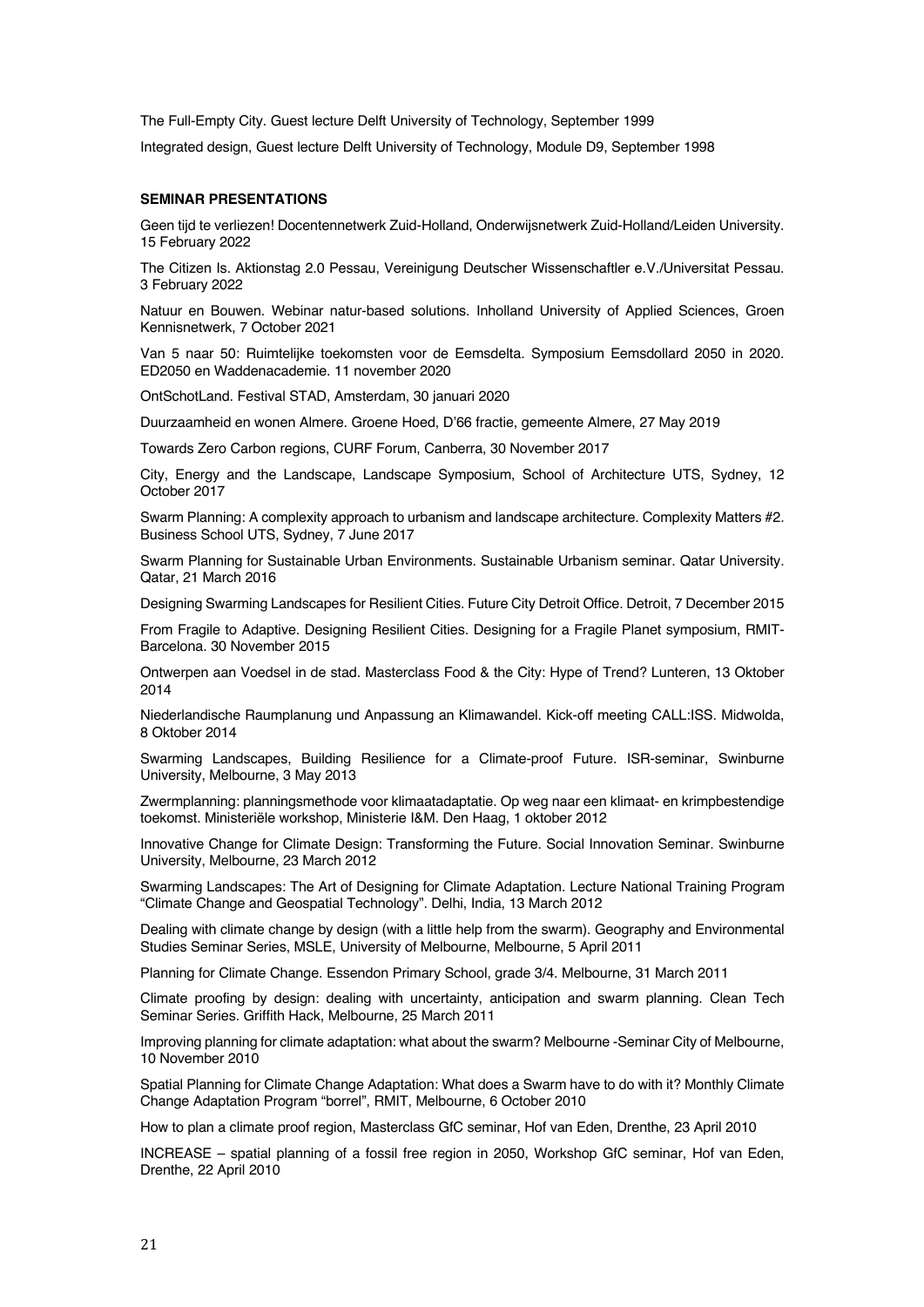The Full-Empty City. Guest lecture Delft University of Technology, September 1999

Integrated design, Guest lecture Delft University of Technology, Module D9, September 1998

**SEMINAR PRESENTATIONS**

Geen tijd te verliezen! Docentennetwerk Zuid-Holland, Onderwijsnetwerk Zuid-Holland/Leiden University. 15 February 2022

The Citizen Is. Aktionstag 2.0 Pessau, Vereinigung Deutscher Wissenschaftler e.V./Universitat Pessau. 3 February 2022

Natuur en Bouwen. Webinar natur-based solutions. Inholland University of Applied Sciences, Groen Kennisnetwerk, 7 October 2021

Van 5 naar 50: Ruimtelijke toekomsten voor de Eemsdelta. Symposium Eemsdollard 2050 in 2020. ED2050 en Waddenacademie. 11 november 2020

OntSchotLand. Festival STAD, Amsterdam, 30 januari 2020

Duurzaamheid en wonen Almere. Groene Hoed, D'66 fractie, gemeente Almere, 27 May 2019

Towards Zero Carbon regions, CURF Forum, Canberra, 30 November 2017

City, Energy and the Landscape, Landscape Symposium, School of Architecture UTS, Sydney, 12 October 2017

Swarm Planning: A complexity approach to urbanism and landscape architecture. Complexity Matters #2. Business School UTS, Sydney, 7 June 2017

Swarm Planning for Sustainable Urban Environments. Sustainable Urbanism seminar. Qatar University. Qatar, 21 March 2016

Designing Swarming Landscapes for Resilient Cities. Future City Detroit Office. Detroit, 7 December 2015

From Fragile to Adaptive. Designing Resilient Cities. Designing for a Fragile Planet symposium, RMIT-Barcelona. 30 November 2015

Ontwerpen aan Voedsel in de stad. Masterclass Food & the City: Hype of Trend? Lunteren, 13 Oktober 2014

Niederlandische Raumplanung und Anpassung an Klimawandel. Kick-off meeting CALL:ISS. Midwolda, 8 Oktober 2014

Swarming Landscapes, Building Resilience for a Climate-proof Future. ISR-seminar, Swinburne University, Melbourne, 3 May 2013

Zwermplanning: planningsmethode voor klimaatadaptatie. Op weg naar een klimaat- en krimpbestendige toekomst. Ministeriële workshop, Ministerie I&M. Den Haag, 1 oktober 2012

Innovative Change for Climate Design: Transforming the Future. Social Innovation Seminar. Swinburne University, Melbourne, 23 March 2012

Swarming Landscapes: The Art of Designing for Climate Adaptation. Lecture National Training Program "Climate Change and Geospatial Technology". Delhi, India, 13 March 2012

Dealing with climate change by design (with a little help from the swarm). Geography and Environmental Studies Seminar Series, MSLE, University of Melbourne, Melbourne, 5 April 2011

Planning for Climate Change. Essendon Primary School, grade 3/4. Melbourne, 31 March 2011

Climate proofing by design: dealing with uncertainty, anticipation and swarm planning. Clean Tech Seminar Series. Griffith Hack, Melbourne, 25 March 2011

Improving planning for climate adaptation: what about the swarm? Melbourne -Seminar City of Melbourne, 10 November 2010

Spatial Planning for Climate Change Adaptation: What does a Swarm have to do with it? Monthly Climate Change Adaptation Program "borrel", RMIT, Melbourne, 6 October 2010

How to plan a climate proof region, Masterclass GfC seminar, Hof van Eden, Drenthe, 23 April 2010

INCREASE – spatial planning of a fossil free region in 2050, Workshop GfC seminar, Hof van Eden, Drenthe, 22 April 2010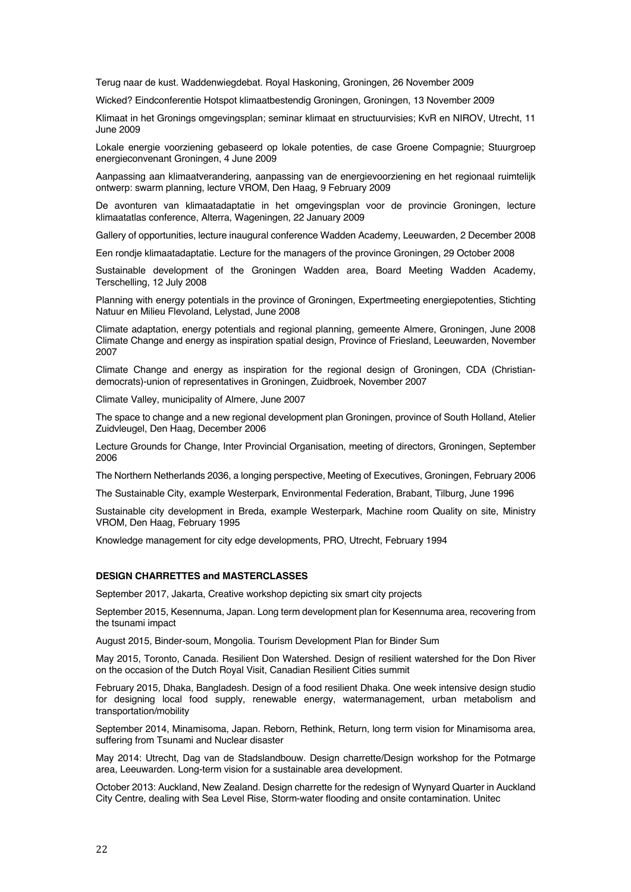Terug naar de kust. Waddenwiegdebat. Royal Haskoning, Groningen, 26 November 2009

Wicked? Eindconferentie Hotspot klimaatbestendig Groningen, Groningen, 13 November 2009

Klimaat in het Gronings omgevingsplan; seminar klimaat en structuurvisies; KvR en NIROV, Utrecht, 11 June 2009

Lokale energie voorziening gebaseerd op lokale potenties, de case Groene Compagnie; Stuurgroep energieconvenant Groningen, 4 June 2009

Aanpassing aan klimaatverandering, aanpassing van de energievoorziening en het regionaal ruimtelijk ontwerp: swarm planning, lecture VROM, Den Haag, 9 February 2009

De avonturen van klimaatadaptatie in het omgevingsplan voor de provincie Groningen, lecture klimaatatlas conference, Alterra, Wageningen, 22 January 2009

Gallery of opportunities, lecture inaugural conference Wadden Academy, Leeuwarden, 2 December 2008

Een rondje klimaatadaptatie. Lecture for the managers of the province Groningen, 29 October 2008

Sustainable development of the Groningen Wadden area, Board Meeting Wadden Academy, Terschelling, 12 July 2008

Planning with energy potentials in the province of Groningen, Expertmeeting energiepotenties, Stichting Natuur en Milieu Flevoland, Lelystad, June 2008

Climate adaptation, energy potentials and regional planning, gemeente Almere, Groningen, June 2008
Climate Change and energy as inspiration spatial design, Province of Friesland, Leeuwarden, November 2007

Climate Change and energy as inspiration for the regional design of Groningen, CDA (Christian-democrats)-union of representatives in Groningen, Zuidbroek, November 2007

Climate Valley, municipality of Almere, June 2007

The space to change and a new regional development plan Groningen, province of South Holland, Atelier Zuidvleugel, Den Haag, December 2006

Lecture Grounds for Change, Inter Provincial Organisation, meeting of directors, Groningen, September 2006

The Northern Netherlands 2036, a longing perspective, Meeting of Executives, Groningen, February 2006

The Sustainable City, example Westerpark, Environmental Federation, Brabant, Tilburg, June 1996

Sustainable city development in Breda, example Westerpark, Machine room Quality on site, Ministry VROM, Den Haag, February 1995

Knowledge management for city edge developments, PRO, Utrecht, February 1994

**DESIGN CHARRETTES and MASTERCLASSES**

September 2017, Jakarta, Creative workshop depicting six smart city projects

September 2015, Kesennuma, Japan. Long term development plan for Kesennuma area, recovering from the tsunami impact

August 2015, Binder-soum, Mongolia. Tourism Development Plan for Binder Sum

May 2015, Toronto, Canada. Resilient Don Watershed. Design of resilient watershed for the Don River on the occasion of the Dutch Royal Visit, Canadian Resilient Cities summit

February 2015, Dhaka, Bangladesh. Design of a food resilient Dhaka. One week intensive design studio for designing local food supply, renewable energy, watermanagement, urban metabolism and transportation/mobility

September 2014, Minamisoma, Japan. Reborn, Rethink, Return, long term vision for Minamisoma area, suffering from Tsunami and Nuclear disaster

May 2014: Utrecht, Dag van de Stadslandbouw. Design charrette/Design workshop for the Potmarge area, Leeuwarden. Long-term vision for a sustainable area development.

October 2013: Auckland, New Zealand. Design charrette for the redesign of Wynyard Quarter in Auckland City Centre, dealing with Sea Level Rise, Storm-water flooding and onsite contamination. Unitec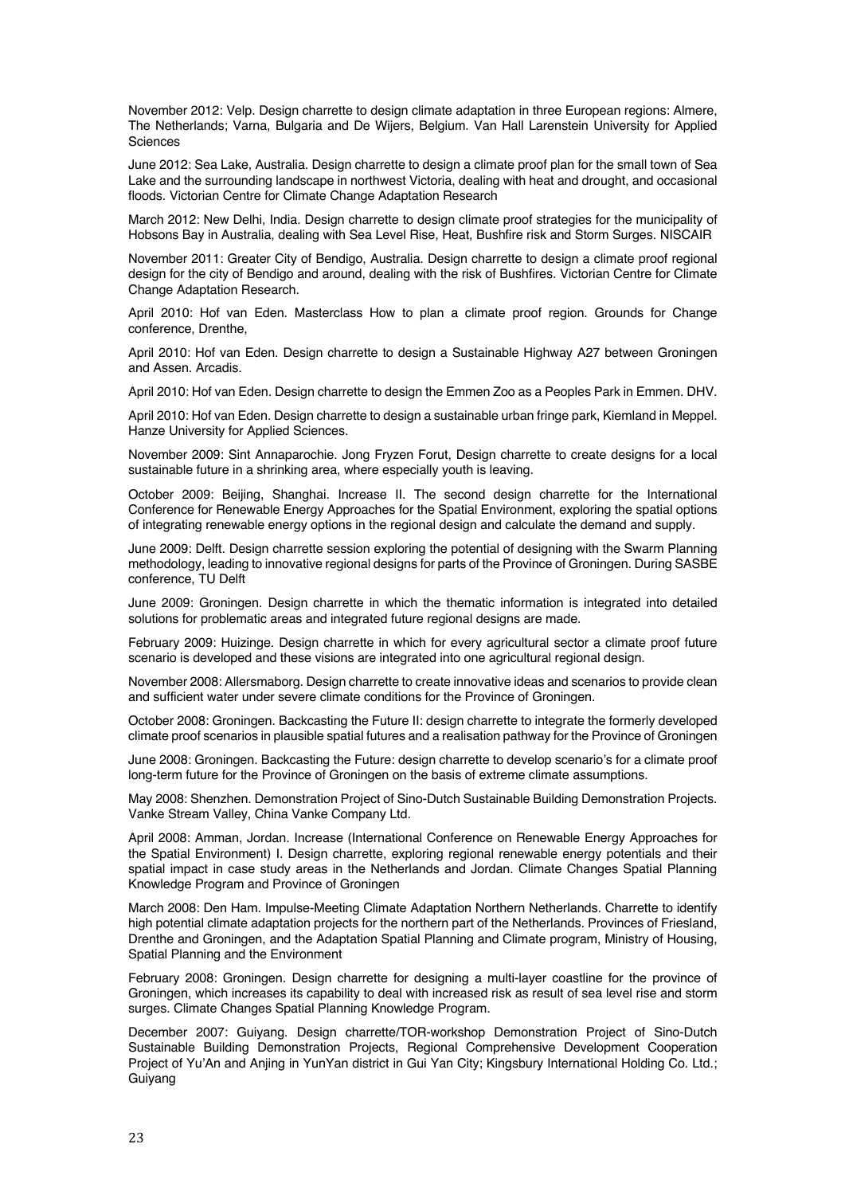November 2012: Velp. Design charrette to design climate adaptation in three European regions: Almere, The Netherlands; Varna, Bulgaria and De Wijers, Belgium. Van Hall Larenstein University for Applied Sciences

June 2012: Sea Lake, Australia. Design charrette to design a climate proof plan for the small town of Sea Lake and the surrounding landscape in northwest Victoria, dealing with heat and drought, and occasional floods. Victorian Centre for Climate Change Adaptation Research

March 2012: New Delhi, India. Design charrette to design climate proof strategies for the municipality of Hobsons Bay in Australia, dealing with Sea Level Rise, Heat, Bushfire risk and Storm Surges. NISCAIR

November 2011: Greater City of Bendigo, Australia. Design charrette to design a climate proof regional design for the city of Bendigo and around, dealing with the risk of Bushfires. Victorian Centre for Climate Change Adaptation Research.

April 2010: Hof van Eden. Masterclass How to plan a climate proof region. Grounds for Change conference, Drenthe,

April 2010: Hof van Eden. Design charrette to design a Sustainable Highway A27 between Groningen and Assen. Arcadis.

April 2010: Hof van Eden. Design charrette to design the Emmen Zoo as a Peoples Park in Emmen. DHV.

April 2010: Hof van Eden. Design charrette to design a sustainable urban fringe park, Kiemland in Meppel. Hanze University for Applied Sciences.

November 2009: Sint Annaparochie. Jong Fryzen Forut, Design charrette to create designs for a local sustainable future in a shrinking area, where especially youth is leaving.

October 2009: Beijing, Shanghai. Increase II. The second design charrette for the International Conference for Renewable Energy Approaches for the Spatial Environment, exploring the spatial options of integrating renewable energy options in the regional design and calculate the demand and supply.

June 2009: Delft. Design charrette session exploring the potential of designing with the Swarm Planning methodology, leading to innovative regional designs for parts of the Province of Groningen. During SASBE conference, TU Delft

June 2009: Groningen. Design charrette in which the thematic information is integrated into detailed solutions for problematic areas and integrated future regional designs are made.

February 2009: Huizinge. Design charrette in which for every agricultural sector a climate proof future scenario is developed and these visions are integrated into one agricultural regional design.

November 2008: Allersmaborg. Design charrette to create innovative ideas and scenarios to provide clean and sufficient water under severe climate conditions for the Province of Groningen.

October 2008: Groningen. Backcasting the Future II: design charrette to integrate the formerly developed climate proof scenarios in plausible spatial futures and a realisation pathway for the Province of Groningen

June 2008: Groningen. Backcasting the Future: design charrette to develop scenario's for a climate proof long-term future for the Province of Groningen on the basis of extreme climate assumptions.

May 2008: Shenzhen. Demonstration Project of Sino-Dutch Sustainable Building Demonstration Projects. Vanke Stream Valley, China Vanke Company Ltd.

April 2008: Amman, Jordan. Increase (International Conference on Renewable Energy Approaches for the Spatial Environment) I. Design charrette, exploring regional renewable energy potentials and their spatial impact in case study areas in the Netherlands and Jordan. Climate Changes Spatial Planning Knowledge Program and Province of Groningen

March 2008: Den Ham. Impulse-Meeting Climate Adaptation Northern Netherlands. Charrette to identify high potential climate adaptation projects for the northern part of the Netherlands. Provinces of Friesland, Drenthe and Groningen, and the Adaptation Spatial Planning and Climate program, Ministry of Housing, Spatial Planning and the Environment

February 2008: Groningen. Design charrette for designing a multi-layer coastline for the province of Groningen, which increases its capability to deal with increased risk as result of sea level rise and storm surges. Climate Changes Spatial Planning Knowledge Program.

December 2007: Guiyang. Design charrette/TOR-workshop Demonstration Project of Sino-Dutch Sustainable Building Demonstration Projects, Regional Comprehensive Development Cooperation Project of Yu'An and Anjing in YunYan district in Gui Yan City; Kingsbury International Holding Co. Ltd.; Guiyang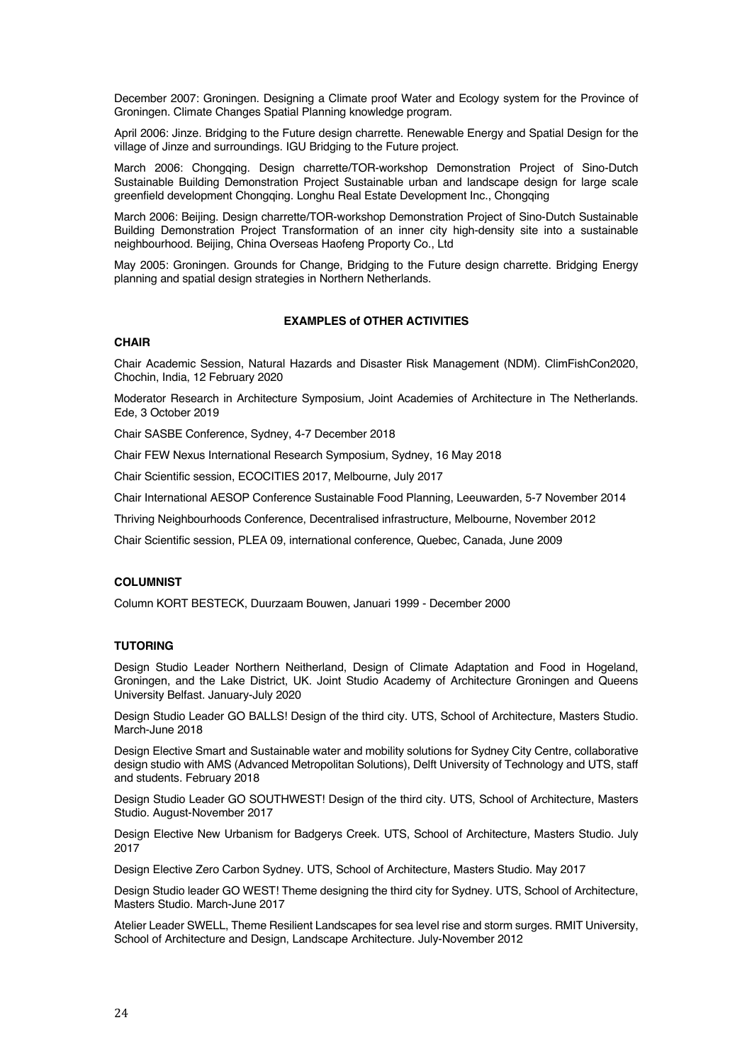December 2007: Groningen. Designing a Climate proof Water and Ecology system for the Province of Groningen. Climate Changes Spatial Planning knowledge program.

April 2006: Jinze. Bridging to the Future design charrette. Renewable Energy and Spatial Design for the village of Jinze and surroundings. IGU Bridging to the Future project.

March 2006: Chongqing. Design charrette/TOR-workshop Demonstration Project of Sino-Dutch Sustainable Building Demonstration Project Sustainable urban and landscape design for large scale greenfield development Chongqing. Longhu Real Estate Development Inc., Chongqing

March 2006: Beijing. Design charrette/TOR-workshop Demonstration Project of Sino-Dutch Sustainable Building Demonstration Project Transformation of an inner city high-density site into a sustainable neighbourhood. Beijing, China Overseas Haofeng Proporty Co., Ltd

May 2005: Groningen. Grounds for Change, Bridging to the Future design charrette. Bridging Energy planning and spatial design strategies in Northern Netherlands.

## EXAMPLES of OTHER ACTIVITIES

### CHAIR

Chair Academic Session, Natural Hazards and Disaster Risk Management (NDM). ClimFishCon2020, Chochin, India, 12 February 2020

Moderator Research in Architecture Symposium, Joint Academies of Architecture in The Netherlands. Ede, 3 October 2019

Chair SASBE Conference, Sydney, 4-7 December 2018

Chair FEW Nexus International Research Symposium, Sydney, 16 May 2018

Chair Scientific session, ECOCITIES 2017, Melbourne, July 2017

Chair International AESOP Conference Sustainable Food Planning, Leeuwarden, 5-7 November 2014

Thriving Neighbourhoods Conference, Decentralised infrastructure, Melbourne, November 2012

Chair Scientific session, PLEA 09, international conference, Quebec, Canada, June 2009

### COLUMNIST

Column KORT BESTECK, Duurzaam Bouwen, Januari 1999 - December 2000

### TUTORING

Design Studio Leader Northern Neitherland, Design of Climate Adaptation and Food in Hogeland, Groningen, and the Lake District, UK. Joint Studio Academy of Architecture Groningen and Queens University Belfast. January-July 2020

Design Studio Leader GO BALLS! Design of the third city. UTS, School of Architecture, Masters Studio. March-June 2018

Design Elective Smart and Sustainable water and mobility solutions for Sydney City Centre, collaborative design studio with AMS (Advanced Metropolitan Solutions), Delft University of Technology and UTS, staff and students. February 2018

Design Studio Leader GO SOUTHWEST! Design of the third city. UTS, School of Architecture, Masters Studio. August-November 2017

Design Elective New Urbanism for Badgerys Creek. UTS, School of Architecture, Masters Studio. July 2017

Design Elective Zero Carbon Sydney. UTS, School of Architecture, Masters Studio. May 2017

Design Studio leader GO WEST! Theme designing the third city for Sydney. UTS, School of Architecture, Masters Studio. March-June 2017

Atelier Leader SWELL, Theme Resilient Landscapes for sea level rise and storm surges. RMIT University, School of Architecture and Design, Landscape Architecture. July-November 2012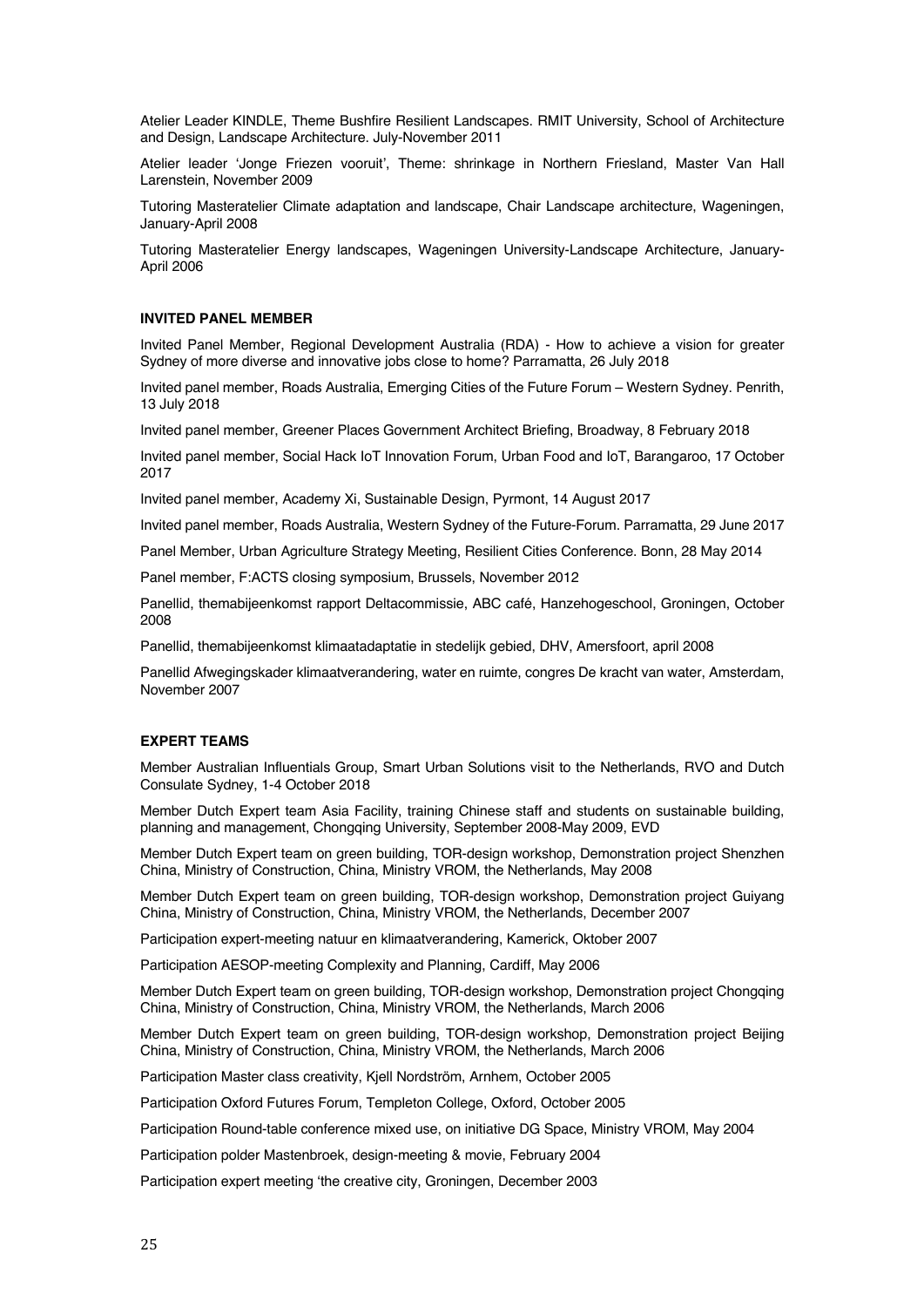Atelier Leader KINDLE, Theme Bushfire Resilient Landscapes. RMIT University, School of Architecture and Design, Landscape Architecture. July-November 2011

Atelier leader 'Jonge Friezen vooruit', Theme: shrinkage in Northern Friesland, Master Van Hall Larenstein, November 2009

Tutoring Masteratelier Climate adaptation and landscape, Chair Landscape architecture, Wageningen, January-April 2008

Tutoring Masteratelier Energy landscapes, Wageningen University-Landscape Architecture, January-April 2006

**INVITED PANEL MEMBER**

Invited Panel Member, Regional Development Australia (RDA) - How to achieve a vision for greater Sydney of more diverse and innovative jobs close to home? Parramatta, 26 July 2018

Invited panel member, Roads Australia, Emerging Cities of the Future Forum – Western Sydney. Penrith, 13 July 2018

Invited panel member, Greener Places Government Architect Briefing, Broadway, 8 February 2018

Invited panel member, Social Hack IoT Innovation Forum, Urban Food and IoT, Barangaroo, 17 October 2017

Invited panel member, Academy Xi, Sustainable Design, Pyrmont, 14 August 2017

Invited panel member, Roads Australia, Western Sydney of the Future-Forum. Parramatta, 29 June 2017

Panel Member, Urban Agriculture Strategy Meeting, Resilient Cities Conference. Bonn, 28 May 2014

Panel member, F:ACTS closing symposium, Brussels, November 2012

Panellid, themabijeenkomst rapport Deltacommissie, ABC café, Hanzehogeschool, Groningen, October 2008

Panellid, themabijeenkomst klimaatadaptatie in stedelijk gebied, DHV, Amersfoort, april 2008

Panellid Afwegingskader klimaatverandering, water en ruimte, congres De kracht van water, Amsterdam, November 2007

**EXPERT TEAMS**

Member Australian Influentials Group, Smart Urban Solutions visit to the Netherlands, RVO and Dutch Consulate Sydney, 1-4 October 2018

Member Dutch Expert team Asia Facility, training Chinese staff and students on sustainable building, planning and management, Chongqing University, September 2008-May 2009, EVD

Member Dutch Expert team on green building, TOR-design workshop, Demonstration project Shenzhen China, Ministry of Construction, China, Ministry VROM, the Netherlands, May 2008

Member Dutch Expert team on green building, TOR-design workshop, Demonstration project Guiyang China, Ministry of Construction, China, Ministry VROM, the Netherlands, December 2007

Participation expert-meeting natuur en klimaatverandering, Kamerick, Oktober 2007

Participation AESOP-meeting Complexity and Planning, Cardiff, May 2006

Member Dutch Expert team on green building, TOR-design workshop, Demonstration project Chongqing China, Ministry of Construction, China, Ministry VROM, the Netherlands, March 2006

Member Dutch Expert team on green building, TOR-design workshop, Demonstration project Beijing China, Ministry of Construction, China, Ministry VROM, the Netherlands, March 2006

Participation Master class creativity, Kjell Nordström, Arnhem, October 2005

Participation Oxford Futures Forum, Templeton College, Oxford, October 2005

Participation Round-table conference mixed use, on initiative DG Space, Ministry VROM, May 2004

Participation polder Mastenbroek, design-meeting & movie, February 2004

Participation expert meeting 'the creative city, Groningen, December 2003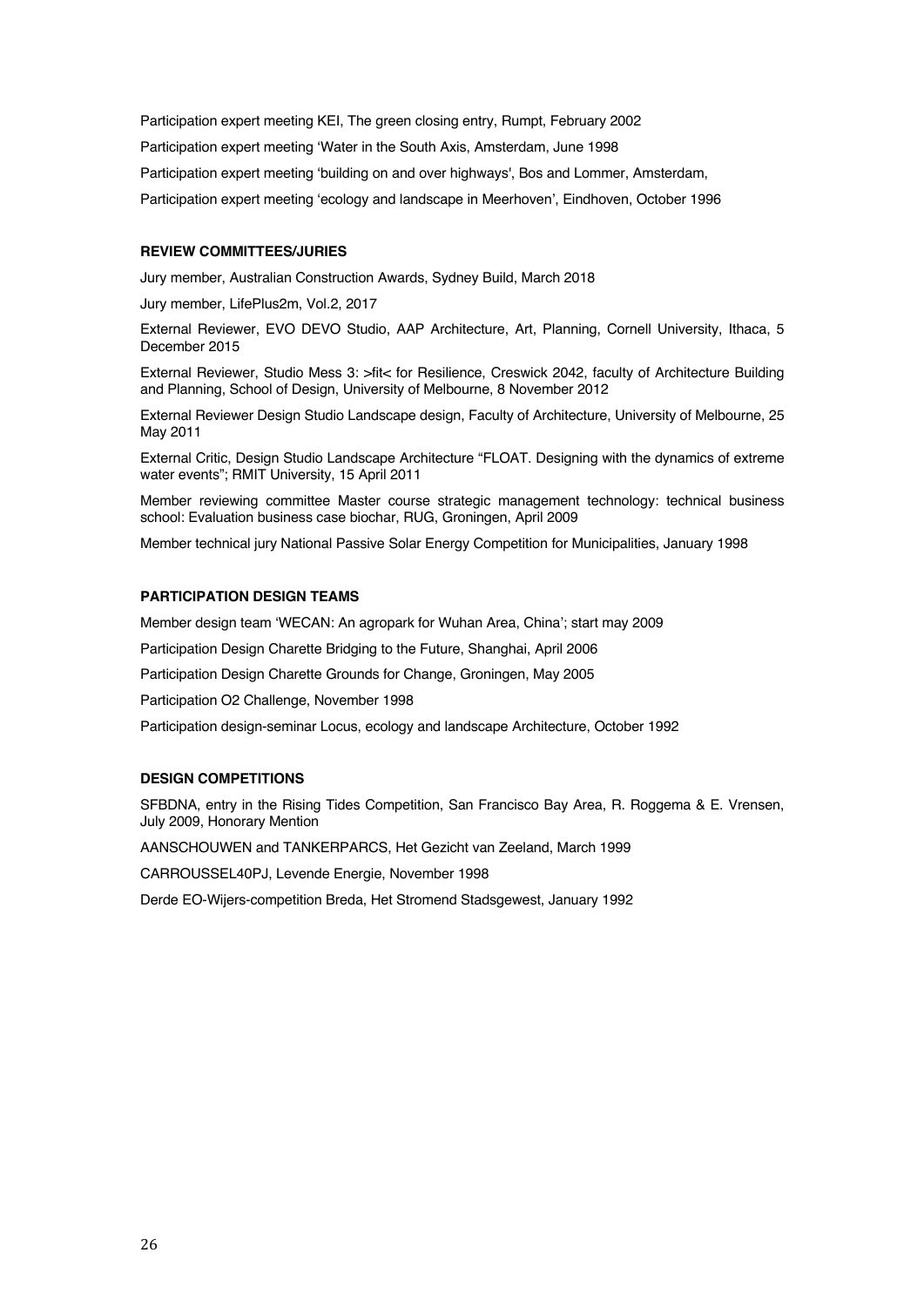Participation expert meeting KEI, The green closing entry, Rumpt, February 2002

Participation expert meeting 'Water in the South Axis, Amsterdam, June 1998

Participation expert meeting 'building on and over highways', Bos and Lommer, Amsterdam,

Participation expert meeting 'ecology and landscape in Meerhoven', Eindhoven, October 1996

#### REVIEW COMMITTEES/JURIES

Jury member, Australian Construction Awards, Sydney Build, March 2018

Jury member, LifePlus2m, Vol.2, 2017

External Reviewer, EVO DEVO Studio, AAP Architecture, Art, Planning, Cornell University, Ithaca, 5 December 2015

External Reviewer, Studio Mess 3: >fit< for Resilience, Creswick 2042, faculty of Architecture Building and Planning, School of Design, University of Melbourne, 8 November 2012

External Reviewer Design Studio Landscape design, Faculty of Architecture, University of Melbourne, 25 May 2011

External Critic, Design Studio Landscape Architecture "FLOAT. Designing with the dynamics of extreme water events"; RMIT University, 15 April 2011

Member reviewing committee Master course strategic management technology: technical business school: Evaluation business case biochar, RUG, Groningen, April 2009

Member technical jury National Passive Solar Energy Competition for Municipalities, January 1998

#### PARTICIPATION DESIGN TEAMS

Member design team 'WECAN: An agropark for Wuhan Area, China'; start may 2009

Participation Design Charette Bridging to the Future, Shanghai, April 2006

Participation Design Charette Grounds for Change, Groningen, May 2005

Participation O2 Challenge, November 1998

Participation design-seminar Locus, ecology and landscape Architecture, October 1992

#### DESIGN COMPETITIONS

SFBDNA, entry in the Rising Tides Competition, San Francisco Bay Area, R. Roggema & E. Vrensen, July 2009, Honorary Mention

AANSCHOUWEN and TANKERPARCS, Het Gezicht van Zeeland, March 1999

CARROUSSEL40PJ, Levende Energie, November 1998

Derde EO-Wijers-competition Breda, Het Stromend Stadsgewest, January 1992